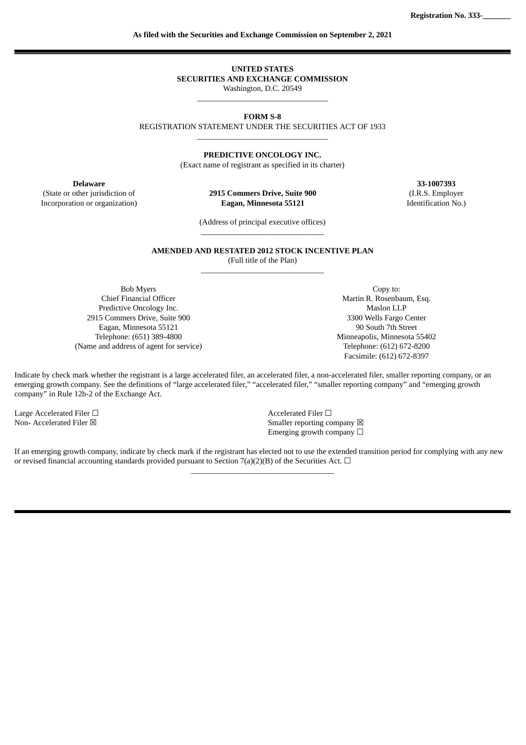Registration No. 333-_______

**As filed with the Securities and Exchange Commission on September 2, 2021**

---

**UNITED STATES**
**SECURITIES AND EXCHANGE COMMISSION**
Washington, D.C. 20549

---

**FORM S-8**
REGISTRATION STATEMENT UNDER THE SECURITIES ACT OF 1933

---

**PREDICTIVE ONCOLOGY INC.**
(Exact name of registrant as specified in its charter)

| **Delaware** | | **33-1007393** |
|---|---|---|
| (State or other jurisdiction of Incorporation or organization) | **2915 Commers Drive, Suite 900** **Eagan, Minnesota 55121** | (I.R.S. Employer Identification No.) |

(Address of principal executive offices)

---

**AMENDED AND RESTATED 2012 STOCK INCENTIVE PLAN**
(Full title of the Plan)

---

| | |
|---|---|
| Bob Myers<br>Chief Financial Officer<br>Predictive Oncology Inc.<br>2915 Commers Drive, Suite 900<br>Eagan, Minnesota 55121<br>Telephone: (651) 389-4800<br>(Name and address of agent for service) | Copy to:<br>Martin R. Rosenbaum, Esq.<br>Maslon LLP<br>3300 Wells Fargo Center<br>90 South 7th Street<br>Minneapolis, Minnesota 55402<br>Telephone: (612) 672-8200<br>Facsimile: (612) 672-8397 |

Indicate by check mark whether the registrant is a large accelerated filer, an accelerated filer, a non-accelerated filer, smaller reporting company, or an emerging growth company. See the definitions of "large accelerated filer," "accelerated filer," "smaller reporting company" and "emerging growth company" in Rule 12b-2 of the Exchange Act.

| | |
|---|---|
| Large Accelerated Filer ☐ | Accelerated Filer ☐ |
| Non- Accelerated Filer ☒ | Smaller reporting company ☒ |
| | Emerging growth company ☐ |

If an emerging growth company, indicate by check mark if the registrant has elected not to use the extended transition period for complying with any new or revised financial accounting standards provided pursuant to Section 7(a)(2)(B) of the Securities Act. ☐

---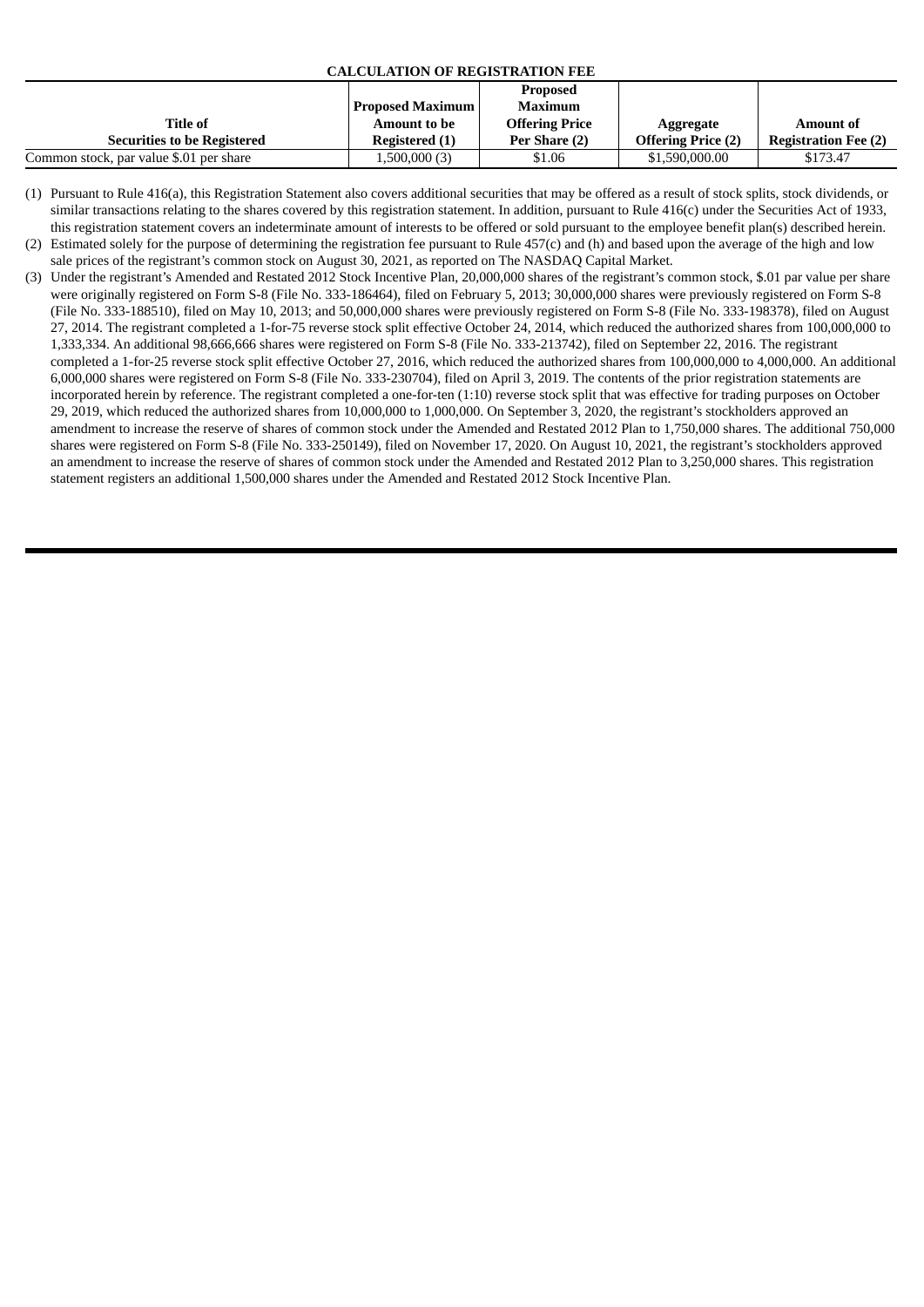**CALCULATION OF REGISTRATION FEE**

| Title of Securities to be Registered | Proposed Maximum Amount to be Registered (1) | Proposed Maximum Offering Price Per Share (2) | Aggregate Offering Price (2) | Amount of Registration Fee (2) |
|---|---|---|---|---|
| Common stock, par value $.01 per share | 1,500,000 (3) | $1.06 | $1,590,000.00 | $173.47 |

(1) Pursuant to Rule 416(a), this Registration Statement also covers additional securities that may be offered as a result of stock splits, stock dividends, or similar transactions relating to the shares covered by this registration statement. In addition, pursuant to Rule 416(c) under the Securities Act of 1933, this registration statement covers an indeterminate amount of interests to be offered or sold pursuant to the employee benefit plan(s) described herein.

(2) Estimated solely for the purpose of determining the registration fee pursuant to Rule 457(c) and (h) and based upon the average of the high and low sale prices of the registrant's common stock on August 30, 2021, as reported on The NASDAQ Capital Market.

(3) Under the registrant's Amended and Restated 2012 Stock Incentive Plan, 20,000,000 shares of the registrant's common stock, $.01 par value per share were originally registered on Form S-8 (File No. 333-186464), filed on February 5, 2013; 30,000,000 shares were previously registered on Form S-8 (File No. 333-188510), filed on May 10, 2013; and 50,000,000 shares were previously registered on Form S-8 (File No. 333-198378), filed on August 27, 2014. The registrant completed a 1-for-75 reverse stock split effective October 24, 2014, which reduced the authorized shares from 100,000,000 to 1,333,334. An additional 98,666,666 shares were registered on Form S-8 (File No. 333-213742), filed on September 22, 2016. The registrant completed a 1-for-25 reverse stock split effective October 27, 2016, which reduced the authorized shares from 100,000,000 to 4,000,000. An additional 6,000,000 shares were registered on Form S-8 (File No. 333-230704), filed on April 3, 2019. The contents of the prior registration statements are incorporated herein by reference. The registrant completed a one-for-ten (1:10) reverse stock split that was effective for trading purposes on October 29, 2019, which reduced the authorized shares from 10,000,000 to 1,000,000. On September 3, 2020, the registrant's stockholders approved an amendment to increase the reserve of shares of common stock under the Amended and Restated 2012 Plan to 1,750,000 shares. The additional 750,000 shares were registered on Form S-8 (File No. 333-250149), filed on November 17, 2020. On August 10, 2021, the registrant's stockholders approved an amendment to increase the reserve of shares of common stock under the Amended and Restated 2012 Plan to 3,250,000 shares. This registration statement registers an additional 1,500,000 shares under the Amended and Restated 2012 Stock Incentive Plan.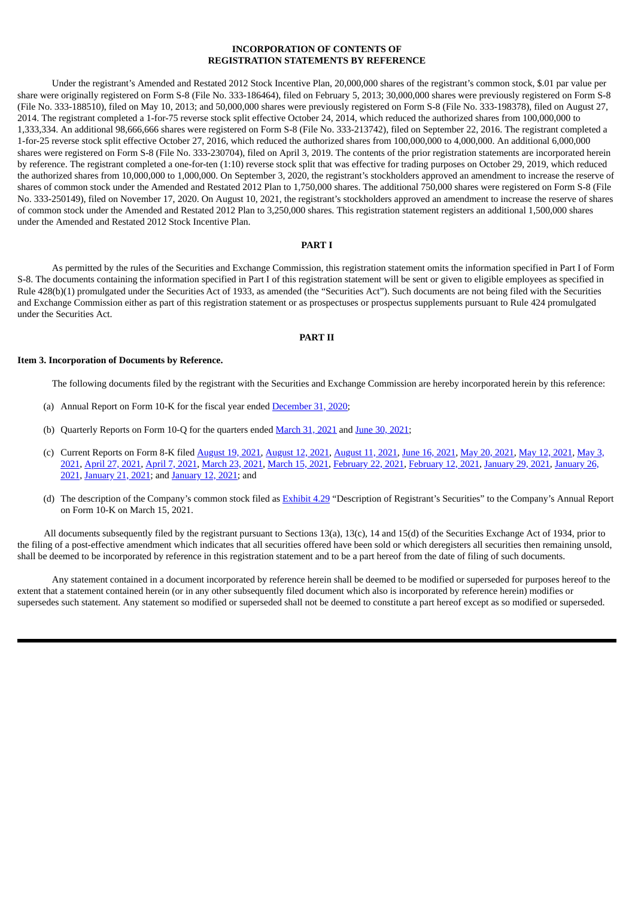**INCORPORATION OF CONTENTS OF REGISTRATION STATEMENTS BY REFERENCE**

Under the registrant's Amended and Restated 2012 Stock Incentive Plan, 20,000,000 shares of the registrant's common stock, $.01 par value per share were originally registered on Form S-8 (File No. 333-186464), filed on February 5, 2013; 30,000,000 shares were previously registered on Form S-8 (File No. 333-188510), filed on May 10, 2013; and 50,000,000 shares were previously registered on Form S-8 (File No. 333-198378), filed on August 27, 2014. The registrant completed a 1-for-75 reverse stock split effective October 24, 2014, which reduced the authorized shares from 100,000,000 to 1,333,334. An additional 98,666,666 shares were registered on Form S-8 (File No. 333-213742), filed on September 22, 2016. The registrant completed a 1-for-25 reverse stock split effective October 27, 2016, which reduced the authorized shares from 100,000,000 to 4,000,000. An additional 6,000,000 shares were registered on Form S-8 (File No. 333-230704), filed on April 3, 2019. The contents of the prior registration statements are incorporated herein by reference. The registrant completed a one-for-ten (1:10) reverse stock split that was effective for trading purposes on October 29, 2019, which reduced the authorized shares from 10,000,000 to 1,000,000. On September 3, 2020, the registrant's stockholders approved an amendment to increase the reserve of shares of common stock under the Amended and Restated 2012 Plan to 1,750,000 shares. The additional 750,000 shares were registered on Form S-8 (File No. 333-250149), filed on November 17, 2020. On August 10, 2021, the registrant's stockholders approved an amendment to increase the reserve of shares of common stock under the Amended and Restated 2012 Plan to 3,250,000 shares. This registration statement registers an additional 1,500,000 shares under the Amended and Restated 2012 Stock Incentive Plan.

**PART I**

As permitted by the rules of the Securities and Exchange Commission, this registration statement omits the information specified in Part I of Form S-8. The documents containing the information specified in Part I of this registration statement will be sent or given to eligible employees as specified in Rule 428(b)(1) promulgated under the Securities Act of 1933, as amended (the "Securities Act"). Such documents are not being filed with the Securities and Exchange Commission either as part of this registration statement or as prospectuses or prospectus supplements pursuant to Rule 424 promulgated under the Securities Act.

**PART II**

**Item 3. Incorporation of Documents by Reference.**

The following documents filed by the registrant with the Securities and Exchange Commission are hereby incorporated herein by this reference:

(a) Annual Report on Form 10-K for the fiscal year ended December 31, 2020;

(b) Quarterly Reports on Form 10-Q for the quarters ended March 31, 2021 and June 30, 2021;

(c) Current Reports on Form 8-K filed August 19, 2021, August 12, 2021, August 11, 2021, June 16, 2021, May 20, 2021, May 12, 2021, May 3, 2021, April 27, 2021, April 7, 2021, March 23, 2021, March 15, 2021, February 22, 2021, February 12, 2021, January 29, 2021, January 26, 2021, January 21, 2021; and January 12, 2021; and

(d) The description of the Company's common stock filed as Exhibit 4.29 "Description of Registrant's Securities" to the Company's Annual Report on Form 10-K on March 15, 2021.

All documents subsequently filed by the registrant pursuant to Sections 13(a), 13(c), 14 and 15(d) of the Securities Exchange Act of 1934, prior to the filing of a post-effective amendment which indicates that all securities offered have been sold or which deregisters all securities then remaining unsold, shall be deemed to be incorporated by reference in this registration statement and to be a part hereof from the date of filing of such documents.

Any statement contained in a document incorporated by reference herein shall be deemed to be modified or superseded for purposes hereof to the extent that a statement contained herein (or in any other subsequently filed document which also is incorporated by reference herein) modifies or supersedes such statement. Any statement so modified or superseded shall not be deemed to constitute a part hereof except as so modified or superseded.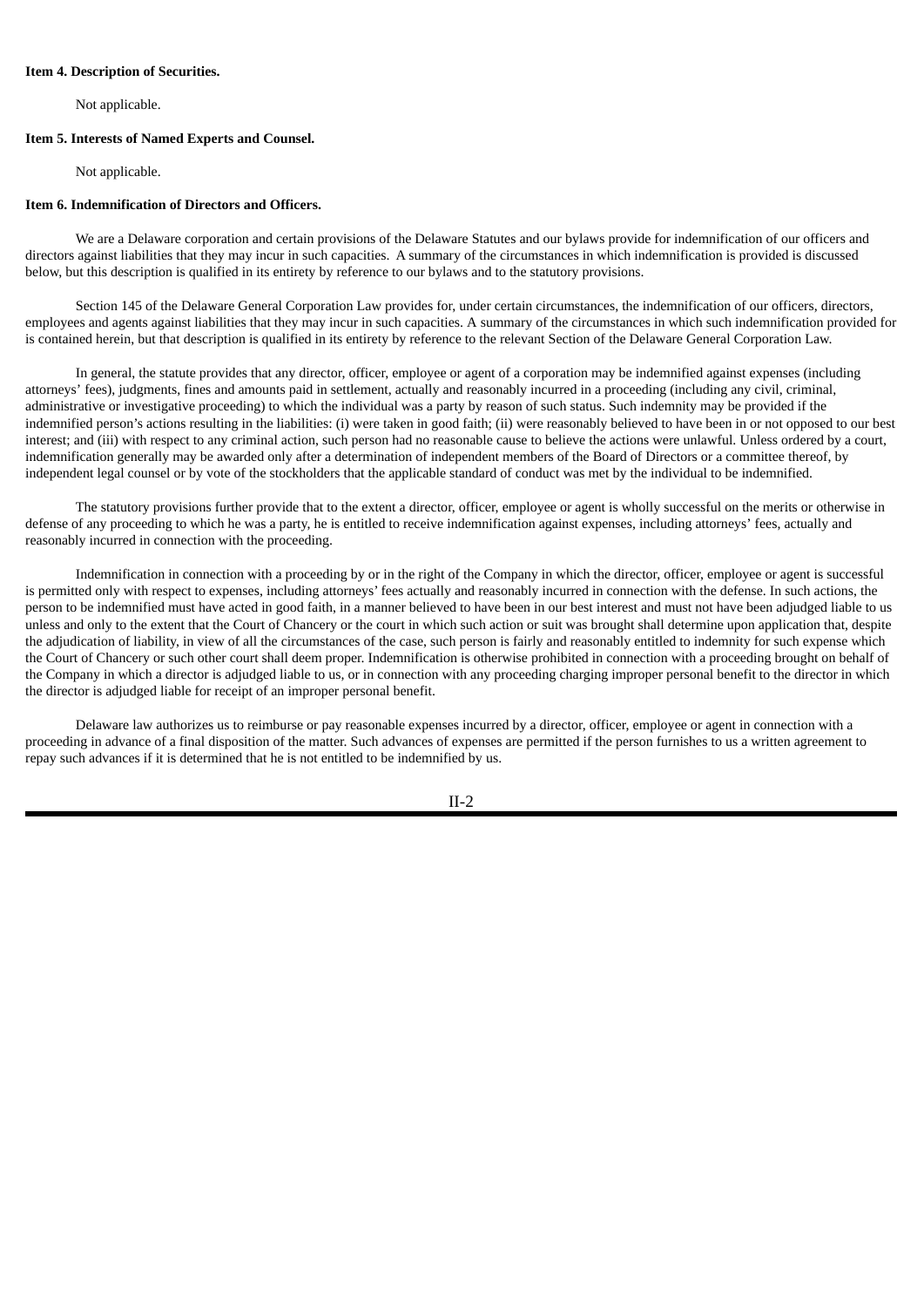**Item 4. Description of Securities.**

Not applicable.

**Item 5. Interests of Named Experts and Counsel.**

Not applicable.

**Item 6. Indemnification of Directors and Officers.**

We are a Delaware corporation and certain provisions of the Delaware Statutes and our bylaws provide for indemnification of our officers and directors against liabilities that they may incur in such capacities.  A summary of the circumstances in which indemnification is provided is discussed below, but this description is qualified in its entirety by reference to our bylaws and to the statutory provisions.

Section 145 of the Delaware General Corporation Law provides for, under certain circumstances, the indemnification of our officers, directors, employees and agents against liabilities that they may incur in such capacities. A summary of the circumstances in which such indemnification provided for is contained herein, but that description is qualified in its entirety by reference to the relevant Section of the Delaware General Corporation Law.

In general, the statute provides that any director, officer, employee or agent of a corporation may be indemnified against expenses (including attorneys' fees), judgments, fines and amounts paid in settlement, actually and reasonably incurred in a proceeding (including any civil, criminal, administrative or investigative proceeding) to which the individual was a party by reason of such status. Such indemnity may be provided if the indemnified person's actions resulting in the liabilities: (i) were taken in good faith; (ii) were reasonably believed to have been in or not opposed to our best interest; and (iii) with respect to any criminal action, such person had no reasonable cause to believe the actions were unlawful. Unless ordered by a court, indemnification generally may be awarded only after a determination of independent members of the Board of Directors or a committee thereof, by independent legal counsel or by vote of the stockholders that the applicable standard of conduct was met by the individual to be indemnified.

The statutory provisions further provide that to the extent a director, officer, employee or agent is wholly successful on the merits or otherwise in defense of any proceeding to which he was a party, he is entitled to receive indemnification against expenses, including attorneys' fees, actually and reasonably incurred in connection with the proceeding.

Indemnification in connection with a proceeding by or in the right of the Company in which the director, officer, employee or agent is successful is permitted only with respect to expenses, including attorneys' fees actually and reasonably incurred in connection with the defense. In such actions, the person to be indemnified must have acted in good faith, in a manner believed to have been in our best interest and must not have been adjudged liable to us unless and only to the extent that the Court of Chancery or the court in which such action or suit was brought shall determine upon application that, despite the adjudication of liability, in view of all the circumstances of the case, such person is fairly and reasonably entitled to indemnity for such expense which the Court of Chancery or such other court shall deem proper. Indemnification is otherwise prohibited in connection with a proceeding brought on behalf of the Company in which a director is adjudged liable to us, or in connection with any proceeding charging improper personal benefit to the director in which the director is adjudged liable for receipt of an improper personal benefit.

Delaware law authorizes us to reimburse or pay reasonable expenses incurred by a director, officer, employee or agent in connection with a proceeding in advance of a final disposition of the matter. Such advances of expenses are permitted if the person furnishes to us a written agreement to repay such advances if it is determined that he is not entitled to be indemnified by us.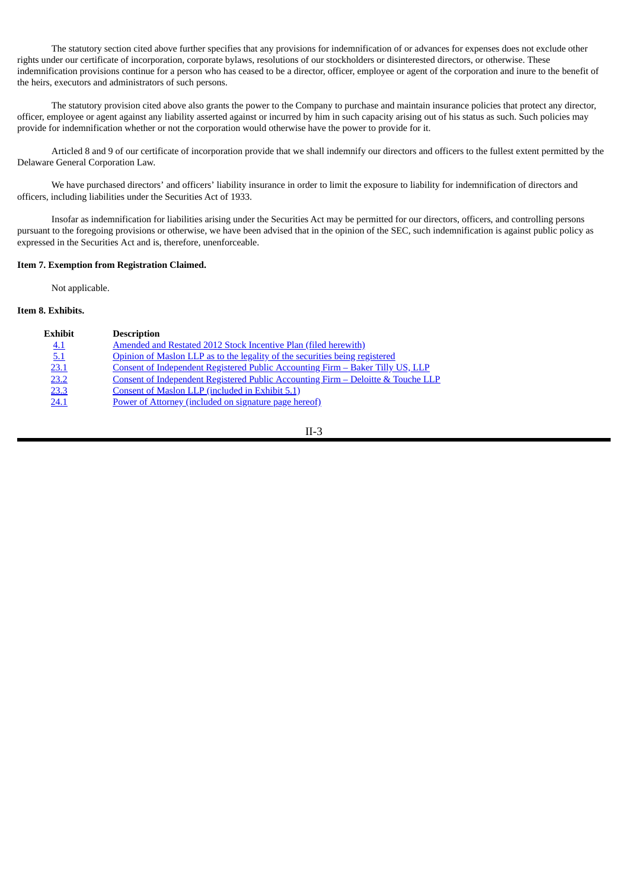The statutory section cited above further specifies that any provisions for indemnification of or advances for expenses does not exclude other rights under our certificate of incorporation, corporate bylaws, resolutions of our stockholders or disinterested directors, or otherwise. These indemnification provisions continue for a person who has ceased to be a director, officer, employee or agent of the corporation and inure to the benefit of the heirs, executors and administrators of such persons.

The statutory provision cited above also grants the power to the Company to purchase and maintain insurance policies that protect any director, officer, employee or agent against any liability asserted against or incurred by him in such capacity arising out of his status as such. Such policies may provide for indemnification whether or not the corporation would otherwise have the power to provide for it.

Articled 8 and 9 of our certificate of incorporation provide that we shall indemnify our directors and officers to the fullest extent permitted by the Delaware General Corporation Law.

We have purchased directors' and officers' liability insurance in order to limit the exposure to liability for indemnification of directors and officers, including liabilities under the Securities Act of 1933.

Insofar as indemnification for liabilities arising under the Securities Act may be permitted for our directors, officers, and controlling persons pursuant to the foregoing provisions or otherwise, we have been advised that in the opinion of the SEC, such indemnification is against public policy as expressed in the Securities Act and is, therefore, unenforceable.

**Item 7. Exemption from Registration Claimed.**

Not applicable.

**Item 8. Exhibits.**

| Exhibit | Description |
| --- | --- |
| 4.1 | Amended and Restated 2012 Stock Incentive Plan (filed herewith) |
| 5.1 | Opinion of Maslon LLP as to the legality of the securities being registered |
| 23.1 | Consent of Independent Registered Public Accounting Firm – Baker Tilly US, LLP |
| 23.2 | Consent of Independent Registered Public Accounting Firm – Deloitte & Touche LLP |
| 23.3 | Consent of Maslon LLP (included in Exhibit 5.1) |
| 24.1 | Power of Attorney (included on signature page hereof) |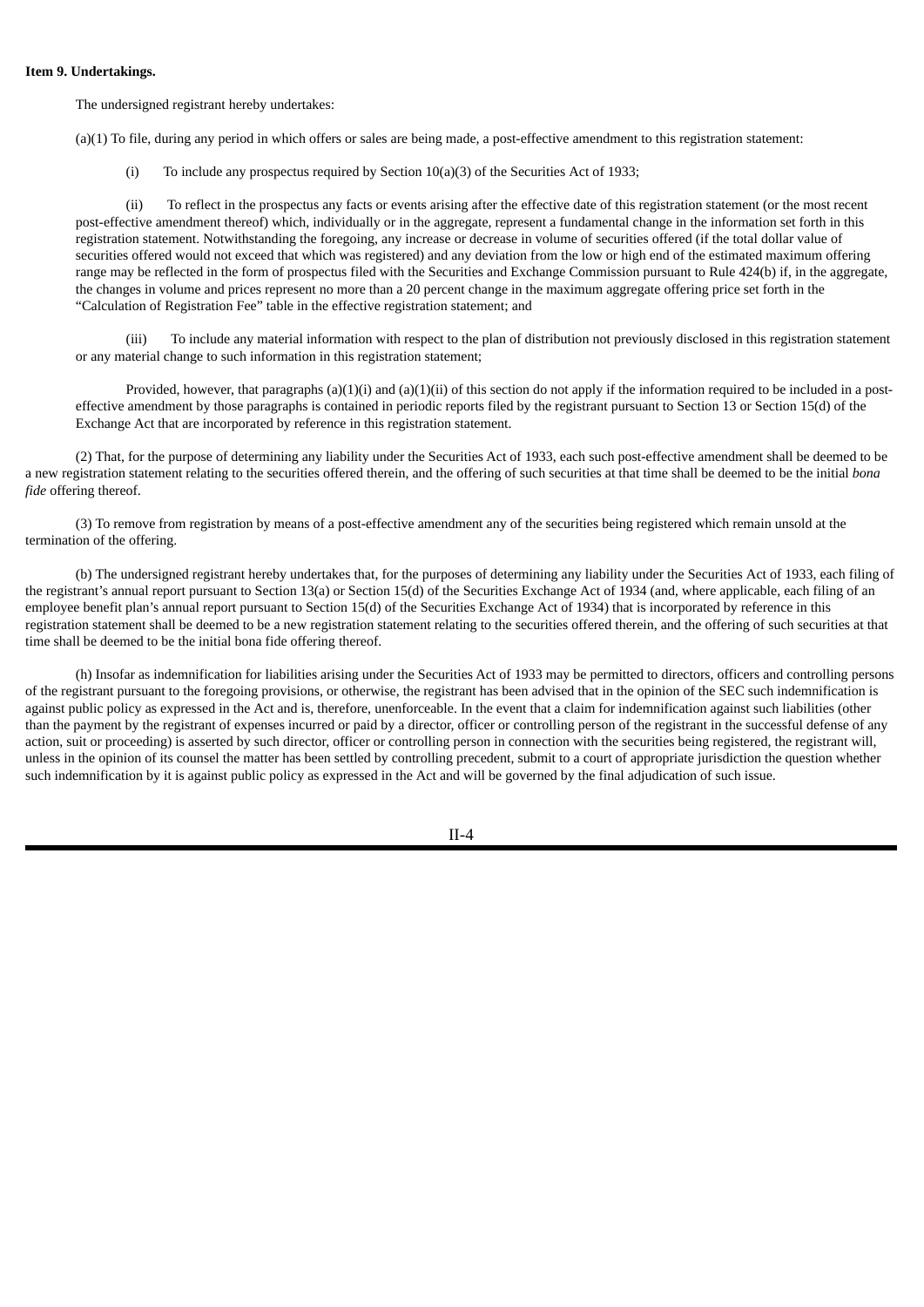**Item 9. Undertakings.**

The undersigned registrant hereby undertakes:

(a)(1) To file, during any period in which offers or sales are being made, a post-effective amendment to this registration statement:

(i) To include any prospectus required by Section 10(a)(3) of the Securities Act of 1933;

(ii) To reflect in the prospectus any facts or events arising after the effective date of this registration statement (or the most recent post-effective amendment thereof) which, individually or in the aggregate, represent a fundamental change in the information set forth in this registration statement. Notwithstanding the foregoing, any increase or decrease in volume of securities offered (if the total dollar value of securities offered would not exceed that which was registered) and any deviation from the low or high end of the estimated maximum offering range may be reflected in the form of prospectus filed with the Securities and Exchange Commission pursuant to Rule 424(b) if, in the aggregate, the changes in volume and prices represent no more than a 20 percent change in the maximum aggregate offering price set forth in the "Calculation of Registration Fee" table in the effective registration statement; and

(iii) To include any material information with respect to the plan of distribution not previously disclosed in this registration statement or any material change to such information in this registration statement;

Provided, however, that paragraphs (a)(1)(i) and (a)(1)(ii) of this section do not apply if the information required to be included in a post-effective amendment by those paragraphs is contained in periodic reports filed by the registrant pursuant to Section 13 or Section 15(d) of the Exchange Act that are incorporated by reference in this registration statement.

(2) That, for the purpose of determining any liability under the Securities Act of 1933, each such post-effective amendment shall be deemed to be a new registration statement relating to the securities offered therein, and the offering of such securities at that time shall be deemed to be the initial *bona fide* offering thereof.

(3) To remove from registration by means of a post-effective amendment any of the securities being registered which remain unsold at the termination of the offering.

(b) The undersigned registrant hereby undertakes that, for the purposes of determining any liability under the Securities Act of 1933, each filing of the registrant's annual report pursuant to Section 13(a) or Section 15(d) of the Securities Exchange Act of 1934 (and, where applicable, each filing of an employee benefit plan's annual report pursuant to Section 15(d) of the Securities Exchange Act of 1934) that is incorporated by reference in this registration statement shall be deemed to be a new registration statement relating to the securities offered therein, and the offering of such securities at that time shall be deemed to be the initial bona fide offering thereof.

(h) Insofar as indemnification for liabilities arising under the Securities Act of 1933 may be permitted to directors, officers and controlling persons of the registrant pursuant to the foregoing provisions, or otherwise, the registrant has been advised that in the opinion of the SEC such indemnification is against public policy as expressed in the Act and is, therefore, unenforceable. In the event that a claim for indemnification against such liabilities (other than the payment by the registrant of expenses incurred or paid by a director, officer or controlling person of the registrant in the successful defense of any action, suit or proceeding) is asserted by such director, officer or controlling person in connection with the securities being registered, the registrant will, unless in the opinion of its counsel the matter has been settled by controlling precedent, submit to a court of appropriate jurisdiction the question whether such indemnification by it is against public policy as expressed in the Act and will be governed by the final adjudication of such issue.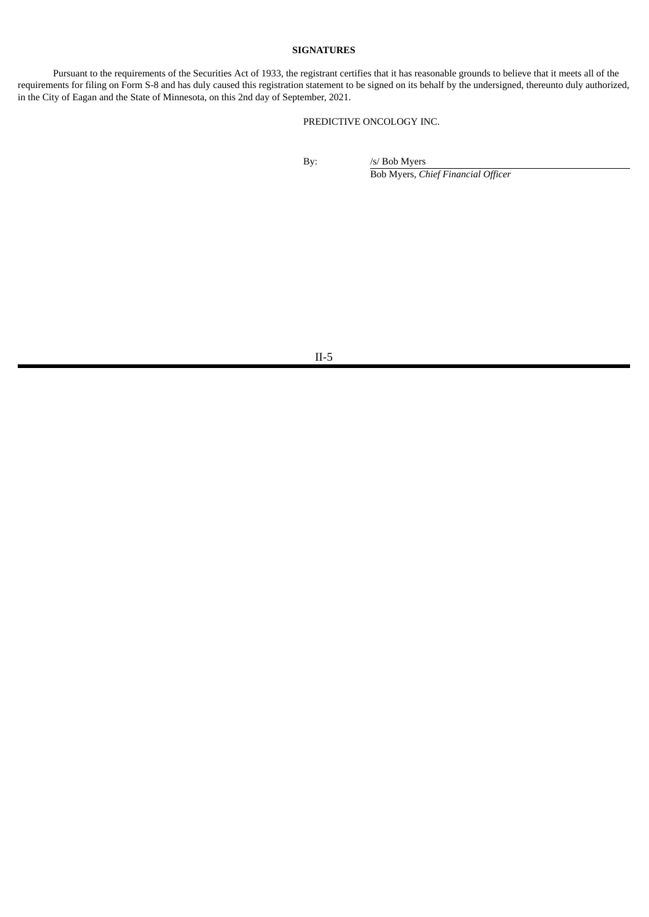**SIGNATURES**

Pursuant to the requirements of the Securities Act of 1933, the registrant certifies that it has reasonable grounds to believe that it meets all of the requirements for filing on Form S-8 and has duly caused this registration statement to be signed on its behalf by the undersigned, thereunto duly authorized, in the City of Eagan and the State of Minnesota, on this 2nd day of September, 2021.

PREDICTIVE ONCOLOGY INC.

By: /s/ Bob Myers

Bob Myers, *Chief Financial Officer*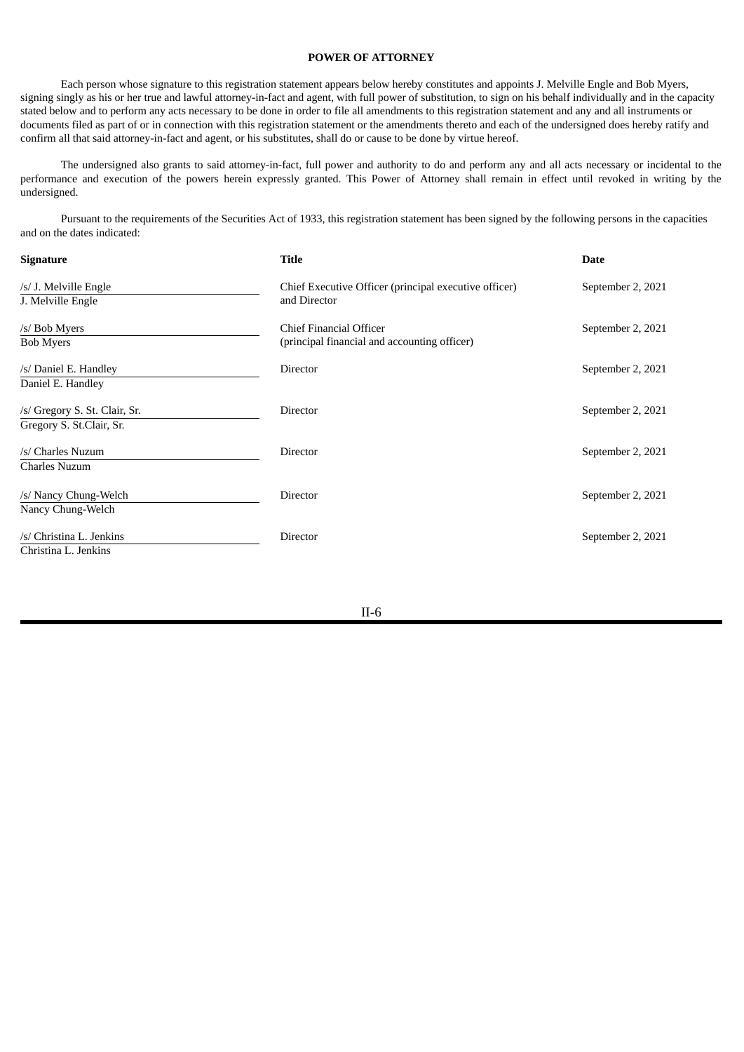**POWER OF ATTORNEY**

Each person whose signature to this registration statement appears below hereby constitutes and appoints J. Melville Engle and Bob Myers, signing singly as his or her true and lawful attorney-in-fact and agent, with full power of substitution, to sign on his behalf individually and in the capacity stated below and to perform any acts necessary to be done in order to file all amendments to this registration statement and any and all instruments or documents filed as part of or in connection with this registration statement or the amendments thereto and each of the undersigned does hereby ratify and confirm all that said attorney-in-fact and agent, or his substitutes, shall do or cause to be done by virtue hereof.

The undersigned also grants to said attorney-in-fact, full power and authority to do and perform any and all acts necessary or incidental to the performance and execution of the powers herein expressly granted. This Power of Attorney shall remain in effect until revoked in writing by the undersigned.

Pursuant to the requirements of the Securities Act of 1933, this registration statement has been signed by the following persons in the capacities and on the dates indicated:

| Signature | Title | Date |
|---|---|---|
| /s/ J. Melville Engle<br>J. Melville Engle | Chief Executive Officer (principal executive officer) and Director | September 2, 2021 |
| /s/ Bob Myers<br>Bob Myers | Chief Financial Officer (principal financial and accounting officer) | September 2, 2021 |
| /s/ Daniel E. Handley<br>Daniel E. Handley | Director | September 2, 2021 |
| /s/ Gregory S. St. Clair, Sr.<br>Gregory S. St.Clair, Sr. | Director | September 2, 2021 |
| /s/ Charles Nuzum<br>Charles Nuzum | Director | September 2, 2021 |
| /s/ Nancy Chung-Welch<br>Nancy Chung-Welch | Director | September 2, 2021 |
| /s/ Christina L. Jenkins<br>Christina L. Jenkins | Director | September 2, 2021 |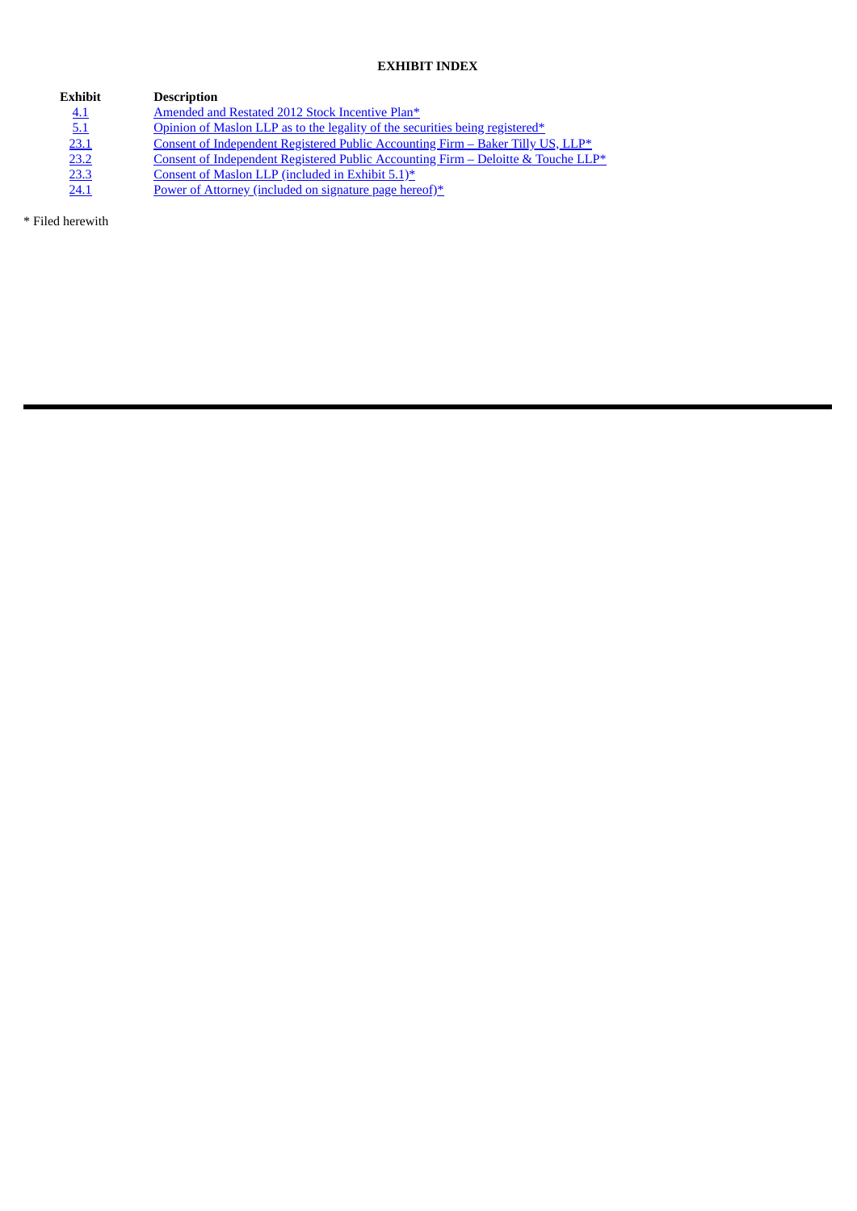**EXHIBIT INDEX**

| Exhibit | Description |
| --- | --- |
| 4.1 | Amended and Restated 2012 Stock Incentive Plan* |
| 5.1 | Opinion of Maslon LLP as to the legality of the securities being registered* |
| 23.1 | Consent of Independent Registered Public Accounting Firm – Baker Tilly US, LLP* |
| 23.2 | Consent of Independent Registered Public Accounting Firm – Deloitte & Touche LLP* |
| 23.3 | Consent of Maslon LLP (included in Exhibit 5.1)* |
| 24.1 | Power of Attorney (included on signature page hereof)* |

* Filed herewith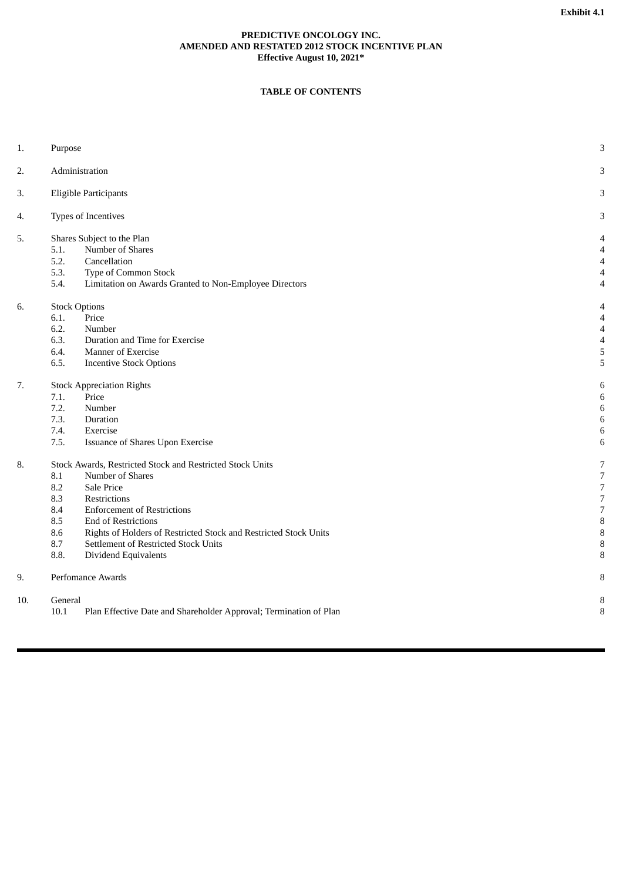Exhibit 4.1

**PREDICTIVE ONCOLOGY INC.**
**AMENDED AND RESTATED 2012 STOCK INCENTIVE PLAN**
**Effective August 10, 2021***

**TABLE OF CONTENTS**

| | | | Page |
|---|---|---|---|
| 1. | Purpose | | 3 |
| 2. | Administration | | 3 |
| 3. | Eligible Participants | | 3 |
| 4. | Types of Incentives | | 3 |
| 5. | Shares Subject to the Plan | | 4 |
| | 5.1. | Number of Shares | 4 |
| | 5.2. | Cancellation | 4 |
| | 5.3. | Type of Common Stock | 4 |
| | 5.4. | Limitation on Awards Granted to Non-Employee Directors | 4 |
| 6. | Stock Options | | 4 |
| | 6.1. | Price | 4 |
| | 6.2. | Number | 4 |
| | 6.3. | Duration and Time for Exercise | 4 |
| | 6.4. | Manner of Exercise | 5 |
| | 6.5. | Incentive Stock Options | 5 |
| 7. | Stock Appreciation Rights | | 6 |
| | 7.1. | Price | 6 |
| | 7.2. | Number | 6 |
| | 7.3. | Duration | 6 |
| | 7.4. | Exercise | 6 |
| | 7.5. | Issuance of Shares Upon Exercise | 6 |
| 8. | Stock Awards, Restricted Stock and Restricted Stock Units | | 7 |
| | 8.1 | Number of Shares | 7 |
| | 8.2 | Sale Price | 7 |
| | 8.3 | Restrictions | 7 |
| | 8.4 | Enforcement of Restrictions | 7 |
| | 8.5 | End of Restrictions | 8 |
| | 8.6 | Rights of Holders of Restricted Stock and Restricted Stock Units | 8 |
| | 8.7 | Settlement of Restricted Stock Units | 8 |
| | 8.8. | Dividend Equivalents | 8 |
| 9. | Perfomance Awards | | 8 |
| 10. | General | | 8 |
| | 10.1 | Plan Effective Date and Shareholder Approval; Termination of Plan | 8 |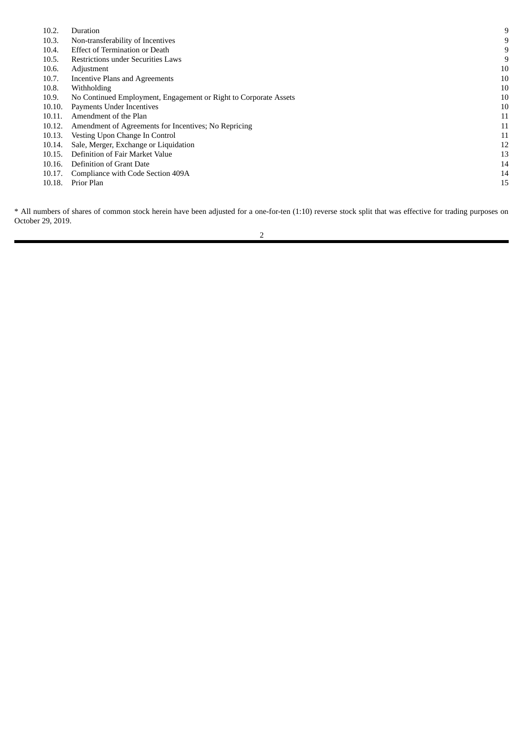| | | |
|---|---|---|
| 10.2. | Duration | 9 |
| 10.3. | Non-transferability of Incentives | 9 |
| 10.4. | Effect of Termination or Death | 9 |
| 10.5. | Restrictions under Securities Laws | 9 |
| 10.6. | Adjustment | 10 |
| 10.7. | Incentive Plans and Agreements | 10 |
| 10.8. | Withholding | 10 |
| 10.9. | No Continued Employment, Engagement or Right to Corporate Assets | 10 |
| 10.10. | Payments Under Incentives | 10 |
| 10.11. | Amendment of the Plan | 11 |
| 10.12. | Amendment of Agreements for Incentives; No Repricing | 11 |
| 10.13. | Vesting Upon Change In Control | 11 |
| 10.14. | Sale, Merger, Exchange or Liquidation | 12 |
| 10.15. | Definition of Fair Market Value | 13 |
| 10.16. | Definition of Grant Date | 14 |
| 10.17. | Compliance with Code Section 409A | 14 |
| 10.18. | Prior Plan | 15 |

* All numbers of shares of common stock herein have been adjusted for a one-for-ten (1:10) reverse stock split that was effective for trading purposes on October 29, 2019.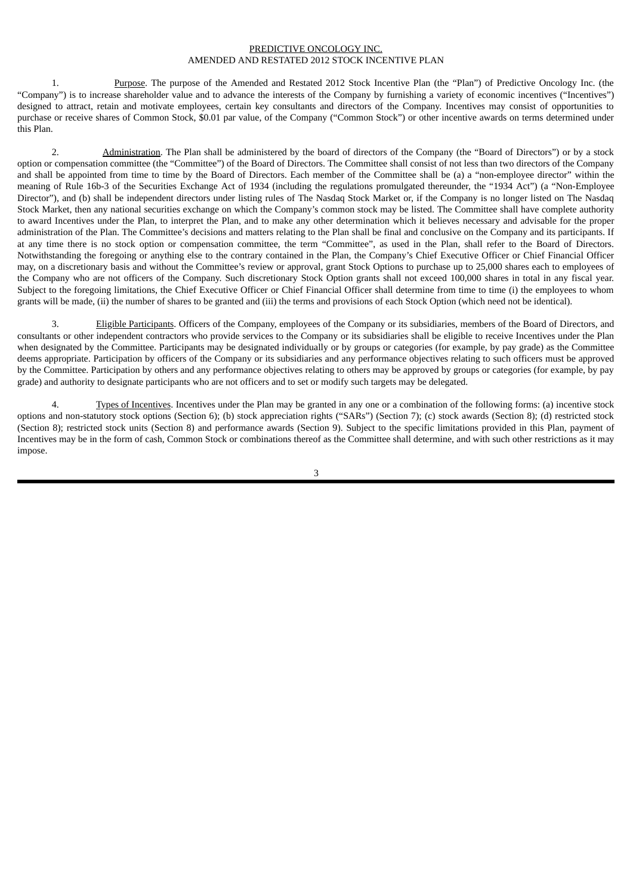PREDICTIVE ONCOLOGY INC.
AMENDED AND RESTATED 2012 STOCK INCENTIVE PLAN

1. Purpose. The purpose of the Amended and Restated 2012 Stock Incentive Plan (the "Plan") of Predictive Oncology Inc. (the "Company") is to increase shareholder value and to advance the interests of the Company by furnishing a variety of economic incentives ("Incentives") designed to attract, retain and motivate employees, certain key consultants and directors of the Company. Incentives may consist of opportunities to purchase or receive shares of Common Stock, $0.01 par value, of the Company ("Common Stock") or other incentive awards on terms determined under this Plan.

2. Administration. The Plan shall be administered by the board of directors of the Company (the "Board of Directors") or by a stock option or compensation committee (the "Committee") of the Board of Directors. The Committee shall consist of not less than two directors of the Company and shall be appointed from time to time by the Board of Directors. Each member of the Committee shall be (a) a "non-employee director" within the meaning of Rule 16b-3 of the Securities Exchange Act of 1934 (including the regulations promulgated thereunder, the "1934 Act") (a "Non-Employee Director"), and (b) shall be independent directors under listing rules of The Nasdaq Stock Market or, if the Company is no longer listed on The Nasdaq Stock Market, then any national securities exchange on which the Company's common stock may be listed. The Committee shall have complete authority to award Incentives under the Plan, to interpret the Plan, and to make any other determination which it believes necessary and advisable for the proper administration of the Plan. The Committee's decisions and matters relating to the Plan shall be final and conclusive on the Company and its participants. If at any time there is no stock option or compensation committee, the term "Committee", as used in the Plan, shall refer to the Board of Directors. Notwithstanding the foregoing or anything else to the contrary contained in the Plan, the Company's Chief Executive Officer or Chief Financial Officer may, on a discretionary basis and without the Committee's review or approval, grant Stock Options to purchase up to 25,000 shares each to employees of the Company who are not officers of the Company. Such discretionary Stock Option grants shall not exceed 100,000 shares in total in any fiscal year. Subject to the foregoing limitations, the Chief Executive Officer or Chief Financial Officer shall determine from time to time (i) the employees to whom grants will be made, (ii) the number of shares to be granted and (iii) the terms and provisions of each Stock Option (which need not be identical).

3. Eligible Participants. Officers of the Company, employees of the Company or its subsidiaries, members of the Board of Directors, and consultants or other independent contractors who provide services to the Company or its subsidiaries shall be eligible to receive Incentives under the Plan when designated by the Committee. Participants may be designated individually or by groups or categories (for example, by pay grade) as the Committee deems appropriate. Participation by officers of the Company or its subsidiaries and any performance objectives relating to such officers must be approved by the Committee. Participation by others and any performance objectives relating to others may be approved by groups or categories (for example, by pay grade) and authority to designate participants who are not officers and to set or modify such targets may be delegated.

4. Types of Incentives. Incentives under the Plan may be granted in any one or a combination of the following forms: (a) incentive stock options and non-statutory stock options (Section 6); (b) stock appreciation rights ("SARs") (Section 7); (c) stock awards (Section 8); (d) restricted stock (Section 8); restricted stock units (Section 8) and performance awards (Section 9). Subject to the specific limitations provided in this Plan, payment of Incentives may be in the form of cash, Common Stock or combinations thereof as the Committee shall determine, and with such other restrictions as it may impose.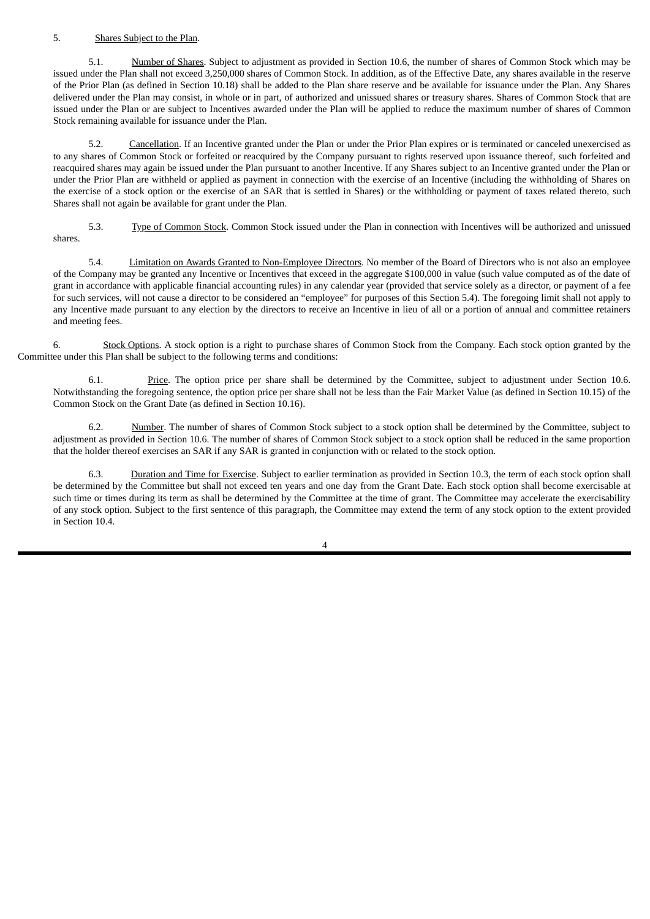5. Shares Subject to the Plan.

5.1. Number of Shares. Subject to adjustment as provided in Section 10.6, the number of shares of Common Stock which may be issued under the Plan shall not exceed 3,250,000 shares of Common Stock. In addition, as of the Effective Date, any shares available in the reserve of the Prior Plan (as defined in Section 10.18) shall be added to the Plan share reserve and be available for issuance under the Plan. Any Shares delivered under the Plan may consist, in whole or in part, of authorized and unissued shares or treasury shares. Shares of Common Stock that are issued under the Plan or are subject to Incentives awarded under the Plan will be applied to reduce the maximum number of shares of Common Stock remaining available for issuance under the Plan.

5.2. Cancellation. If an Incentive granted under the Plan or under the Prior Plan expires or is terminated or canceled unexercised as to any shares of Common Stock or forfeited or reacquired by the Company pursuant to rights reserved upon issuance thereof, such forfeited and reacquired shares may again be issued under the Plan pursuant to another Incentive. If any Shares subject to an Incentive granted under the Plan or under the Prior Plan are withheld or applied as payment in connection with the exercise of an Incentive (including the withholding of Shares on the exercise of a stock option or the exercise of an SAR that is settled in Shares) or the withholding or payment of taxes related thereto, such Shares shall not again be available for grant under the Plan.

5.3. Type of Common Stock. Common Stock issued under the Plan in connection with Incentives will be authorized and unissued shares.

5.4. Limitation on Awards Granted to Non-Employee Directors. No member of the Board of Directors who is not also an employee of the Company may be granted any Incentive or Incentives that exceed in the aggregate $100,000 in value (such value computed as of the date of grant in accordance with applicable financial accounting rules) in any calendar year (provided that service solely as a director, or payment of a fee for such services, will not cause a director to be considered an "employee" for purposes of this Section 5.4). The foregoing limit shall not apply to any Incentive made pursuant to any election by the directors to receive an Incentive in lieu of all or a portion of annual and committee retainers and meeting fees.

6. Stock Options. A stock option is a right to purchase shares of Common Stock from the Company. Each stock option granted by the Committee under this Plan shall be subject to the following terms and conditions:

6.1. Price. The option price per share shall be determined by the Committee, subject to adjustment under Section 10.6. Notwithstanding the foregoing sentence, the option price per share shall not be less than the Fair Market Value (as defined in Section 10.15) of the Common Stock on the Grant Date (as defined in Section 10.16).

6.2. Number. The number of shares of Common Stock subject to a stock option shall be determined by the Committee, subject to adjustment as provided in Section 10.6. The number of shares of Common Stock subject to a stock option shall be reduced in the same proportion that the holder thereof exercises an SAR if any SAR is granted in conjunction with or related to the stock option.

6.3. Duration and Time for Exercise. Subject to earlier termination as provided in Section 10.3, the term of each stock option shall be determined by the Committee but shall not exceed ten years and one day from the Grant Date. Each stock option shall become exercisable at such time or times during its term as shall be determined by the Committee at the time of grant. The Committee may accelerate the exercisability of any stock option. Subject to the first sentence of this paragraph, the Committee may extend the term of any stock option to the extent provided in Section 10.4.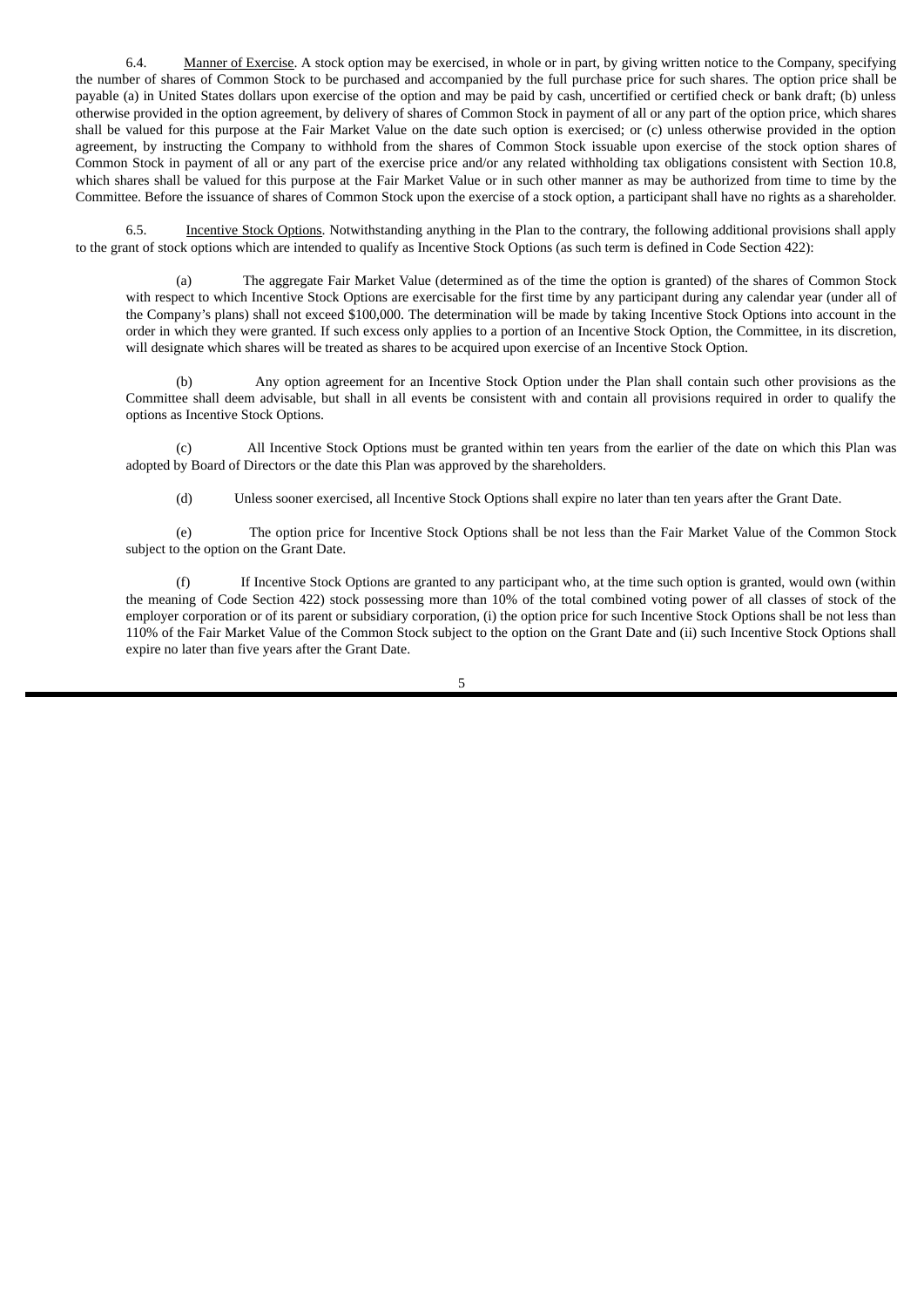6.4. Manner of Exercise. A stock option may be exercised, in whole or in part, by giving written notice to the Company, specifying the number of shares of Common Stock to be purchased and accompanied by the full purchase price for such shares. The option price shall be payable (a) in United States dollars upon exercise of the option and may be paid by cash, uncertified or certified check or bank draft; (b) unless otherwise provided in the option agreement, by delivery of shares of Common Stock in payment of all or any part of the option price, which shares shall be valued for this purpose at the Fair Market Value on the date such option is exercised; or (c) unless otherwise provided in the option agreement, by instructing the Company to withhold from the shares of Common Stock issuable upon exercise of the stock option shares of Common Stock in payment of all or any part of the exercise price and/or any related withholding tax obligations consistent with Section 10.8, which shares shall be valued for this purpose at the Fair Market Value or in such other manner as may be authorized from time to time by the Committee. Before the issuance of shares of Common Stock upon the exercise of a stock option, a participant shall have no rights as a shareholder.

6.5. Incentive Stock Options. Notwithstanding anything in the Plan to the contrary, the following additional provisions shall apply to the grant of stock options which are intended to qualify as Incentive Stock Options (as such term is defined in Code Section 422):

(a) The aggregate Fair Market Value (determined as of the time the option is granted) of the shares of Common Stock with respect to which Incentive Stock Options are exercisable for the first time by any participant during any calendar year (under all of the Company's plans) shall not exceed $100,000. The determination will be made by taking Incentive Stock Options into account in the order in which they were granted. If such excess only applies to a portion of an Incentive Stock Option, the Committee, in its discretion, will designate which shares will be treated as shares to be acquired upon exercise of an Incentive Stock Option.

(b) Any option agreement for an Incentive Stock Option under the Plan shall contain such other provisions as the Committee shall deem advisable, but shall in all events be consistent with and contain all provisions required in order to qualify the options as Incentive Stock Options.

(c) All Incentive Stock Options must be granted within ten years from the earlier of the date on which this Plan was adopted by Board of Directors or the date this Plan was approved by the shareholders.

(d) Unless sooner exercised, all Incentive Stock Options shall expire no later than ten years after the Grant Date.

(e) The option price for Incentive Stock Options shall be not less than the Fair Market Value of the Common Stock subject to the option on the Grant Date.

(f) If Incentive Stock Options are granted to any participant who, at the time such option is granted, would own (within the meaning of Code Section 422) stock possessing more than 10% of the total combined voting power of all classes of stock of the employer corporation or of its parent or subsidiary corporation, (i) the option price for such Incentive Stock Options shall be not less than 110% of the Fair Market Value of the Common Stock subject to the option on the Grant Date and (ii) such Incentive Stock Options shall expire no later than five years after the Grant Date.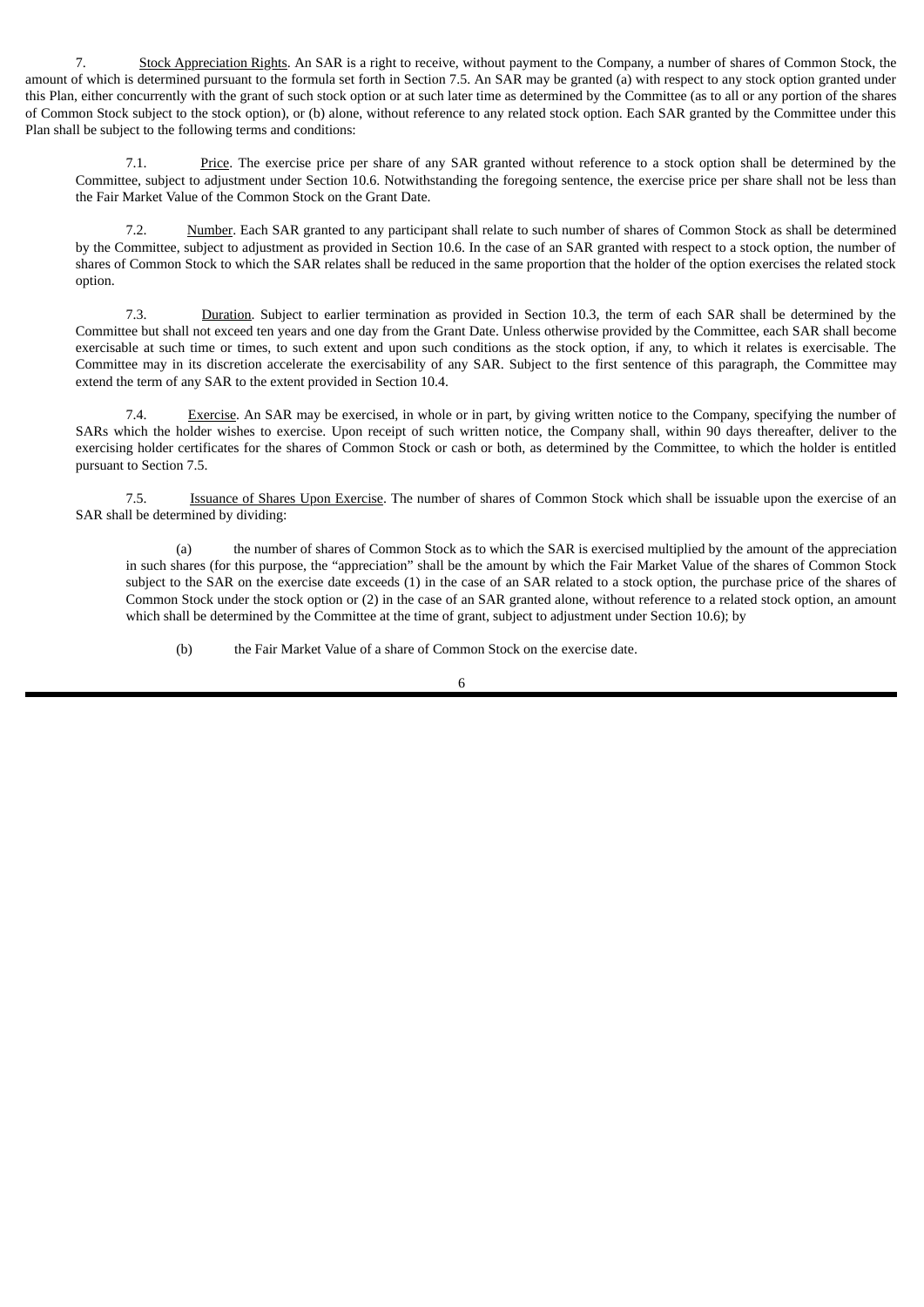7. Stock Appreciation Rights. An SAR is a right to receive, without payment to the Company, a number of shares of Common Stock, the amount of which is determined pursuant to the formula set forth in Section 7.5. An SAR may be granted (a) with respect to any stock option granted under this Plan, either concurrently with the grant of such stock option or at such later time as determined by the Committee (as to all or any portion of the shares of Common Stock subject to the stock option), or (b) alone, without reference to any related stock option. Each SAR granted by the Committee under this Plan shall be subject to the following terms and conditions:

7.1. Price. The exercise price per share of any SAR granted without reference to a stock option shall be determined by the Committee, subject to adjustment under Section 10.6. Notwithstanding the foregoing sentence, the exercise price per share shall not be less than the Fair Market Value of the Common Stock on the Grant Date.

7.2. Number. Each SAR granted to any participant shall relate to such number of shares of Common Stock as shall be determined by the Committee, subject to adjustment as provided in Section 10.6. In the case of an SAR granted with respect to a stock option, the number of shares of Common Stock to which the SAR relates shall be reduced in the same proportion that the holder of the option exercises the related stock option.

7.3. Duration. Subject to earlier termination as provided in Section 10.3, the term of each SAR shall be determined by the Committee but shall not exceed ten years and one day from the Grant Date. Unless otherwise provided by the Committee, each SAR shall become exercisable at such time or times, to such extent and upon such conditions as the stock option, if any, to which it relates is exercisable. The Committee may in its discretion accelerate the exercisability of any SAR. Subject to the first sentence of this paragraph, the Committee may extend the term of any SAR to the extent provided in Section 10.4.

7.4. Exercise. An SAR may be exercised, in whole or in part, by giving written notice to the Company, specifying the number of SARs which the holder wishes to exercise. Upon receipt of such written notice, the Company shall, within 90 days thereafter, deliver to the exercising holder certificates for the shares of Common Stock or cash or both, as determined by the Committee, to which the holder is entitled pursuant to Section 7.5.

7.5. Issuance of Shares Upon Exercise. The number of shares of Common Stock which shall be issuable upon the exercise of an SAR shall be determined by dividing:

(a) the number of shares of Common Stock as to which the SAR is exercised multiplied by the amount of the appreciation in such shares (for this purpose, the "appreciation" shall be the amount by which the Fair Market Value of the shares of Common Stock subject to the SAR on the exercise date exceeds (1) in the case of an SAR related to a stock option, the purchase price of the shares of Common Stock under the stock option or (2) in the case of an SAR granted alone, without reference to a related stock option, an amount which shall be determined by the Committee at the time of grant, subject to adjustment under Section 10.6); by

(b) the Fair Market Value of a share of Common Stock on the exercise date.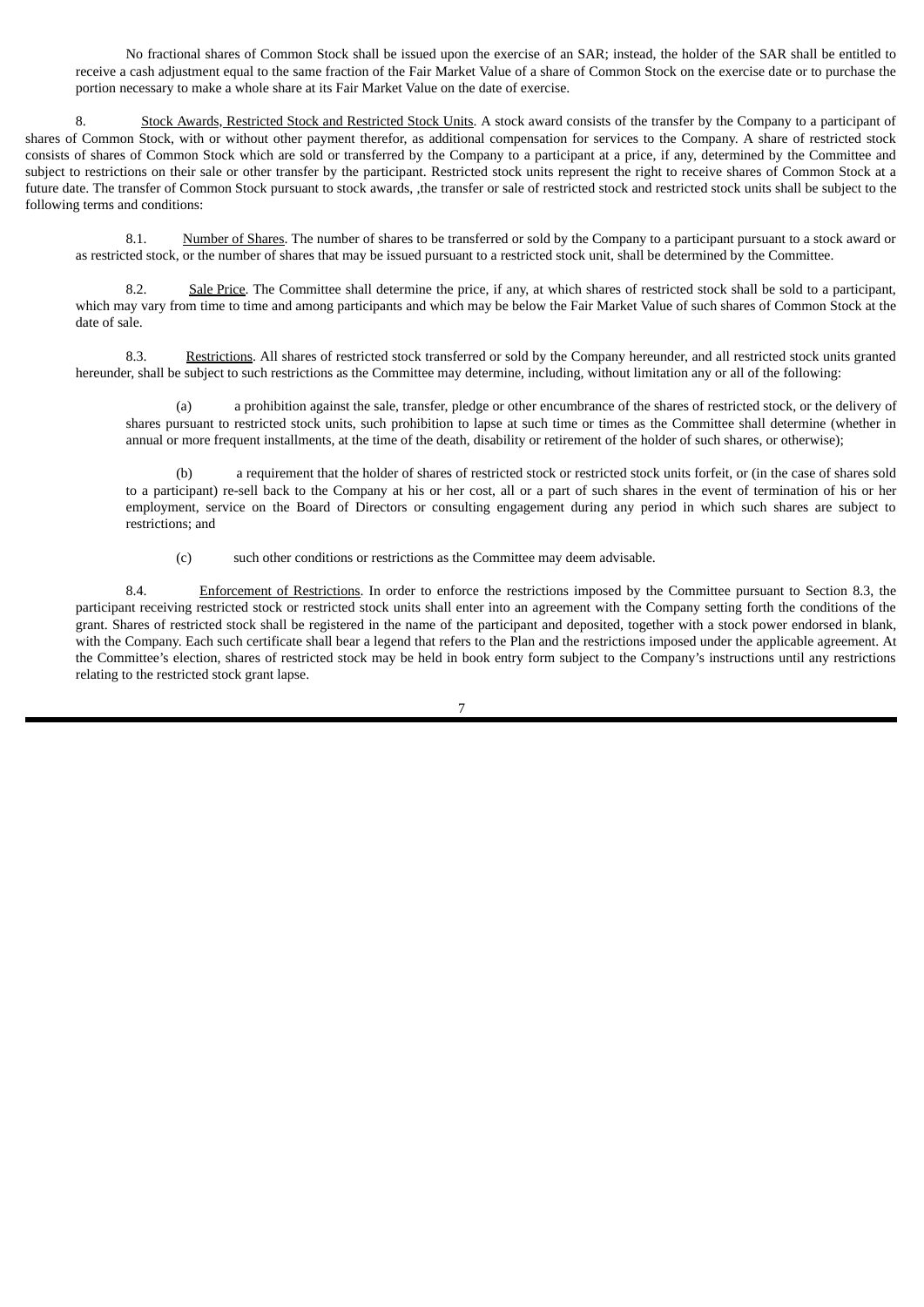No fractional shares of Common Stock shall be issued upon the exercise of an SAR; instead, the holder of the SAR shall be entitled to receive a cash adjustment equal to the same fraction of the Fair Market Value of a share of Common Stock on the exercise date or to purchase the portion necessary to make a whole share at its Fair Market Value on the date of exercise.

8. Stock Awards, Restricted Stock and Restricted Stock Units. A stock award consists of the transfer by the Company to a participant of shares of Common Stock, with or without other payment therefor, as additional compensation for services to the Company. A share of restricted stock consists of shares of Common Stock which are sold or transferred by the Company to a participant at a price, if any, determined by the Committee and subject to restrictions on their sale or other transfer by the participant. Restricted stock units represent the right to receive shares of Common Stock at a future date. The transfer of Common Stock pursuant to stock awards, ,the transfer or sale of restricted stock and restricted stock units shall be subject to the following terms and conditions:

8.1. Number of Shares. The number of shares to be transferred or sold by the Company to a participant pursuant to a stock award or as restricted stock, or the number of shares that may be issued pursuant to a restricted stock unit, shall be determined by the Committee.

8.2. Sale Price. The Committee shall determine the price, if any, at which shares of restricted stock shall be sold to a participant, which may vary from time to time and among participants and which may be below the Fair Market Value of such shares of Common Stock at the date of sale.

8.3. Restrictions. All shares of restricted stock transferred or sold by the Company hereunder, and all restricted stock units granted hereunder, shall be subject to such restrictions as the Committee may determine, including, without limitation any or all of the following:

(a) a prohibition against the sale, transfer, pledge or other encumbrance of the shares of restricted stock, or the delivery of shares pursuant to restricted stock units, such prohibition to lapse at such time or times as the Committee shall determine (whether in annual or more frequent installments, at the time of the death, disability or retirement of the holder of such shares, or otherwise);

(b) a requirement that the holder of shares of restricted stock or restricted stock units forfeit, or (in the case of shares sold to a participant) re-sell back to the Company at his or her cost, all or a part of such shares in the event of termination of his or her employment, service on the Board of Directors or consulting engagement during any period in which such shares are subject to restrictions; and

(c) such other conditions or restrictions as the Committee may deem advisable.

8.4. Enforcement of Restrictions. In order to enforce the restrictions imposed by the Committee pursuant to Section 8.3, the participant receiving restricted stock or restricted stock units shall enter into an agreement with the Company setting forth the conditions of the grant. Shares of restricted stock shall be registered in the name of the participant and deposited, together with a stock power endorsed in blank, with the Company. Each such certificate shall bear a legend that refers to the Plan and the restrictions imposed under the applicable agreement. At the Committee's election, shares of restricted stock may be held in book entry form subject to the Company's instructions until any restrictions relating to the restricted stock grant lapse.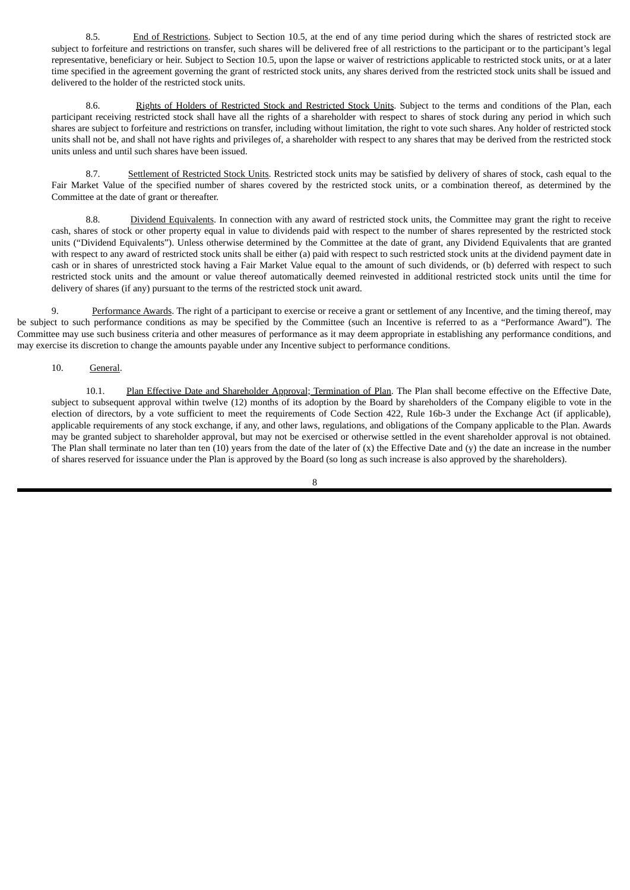8.5. End of Restrictions. Subject to Section 10.5, at the end of any time period during which the shares of restricted stock are subject to forfeiture and restrictions on transfer, such shares will be delivered free of all restrictions to the participant or to the participant's legal representative, beneficiary or heir. Subject to Section 10.5, upon the lapse or waiver of restrictions applicable to restricted stock units, or at a later time specified in the agreement governing the grant of restricted stock units, any shares derived from the restricted stock units shall be issued and delivered to the holder of the restricted stock units.

8.6. Rights of Holders of Restricted Stock and Restricted Stock Units. Subject to the terms and conditions of the Plan, each participant receiving restricted stock shall have all the rights of a shareholder with respect to shares of stock during any period in which such shares are subject to forfeiture and restrictions on transfer, including without limitation, the right to vote such shares. Any holder of restricted stock units shall not be, and shall not have rights and privileges of, a shareholder with respect to any shares that may be derived from the restricted stock units unless and until such shares have been issued.

8.7. Settlement of Restricted Stock Units. Restricted stock units may be satisfied by delivery of shares of stock, cash equal to the Fair Market Value of the specified number of shares covered by the restricted stock units, or a combination thereof, as determined by the Committee at the date of grant or thereafter.

8.8. Dividend Equivalents. In connection with any award of restricted stock units, the Committee may grant the right to receive cash, shares of stock or other property equal in value to dividends paid with respect to the number of shares represented by the restricted stock units ("Dividend Equivalents"). Unless otherwise determined by the Committee at the date of grant, any Dividend Equivalents that are granted with respect to any award of restricted stock units shall be either (a) paid with respect to such restricted stock units at the dividend payment date in cash or in shares of unrestricted stock having a Fair Market Value equal to the amount of such dividends, or (b) deferred with respect to such restricted stock units and the amount or value thereof automatically deemed reinvested in additional restricted stock units until the time for delivery of shares (if any) pursuant to the terms of the restricted stock unit award.

9. Performance Awards. The right of a participant to exercise or receive a grant or settlement of any Incentive, and the timing thereof, may be subject to such performance conditions as may be specified by the Committee (such an Incentive is referred to as a "Performance Award"). The Committee may use such business criteria and other measures of performance as it may deem appropriate in establishing any performance conditions, and may exercise its discretion to change the amounts payable under any Incentive subject to performance conditions.

10. General.

10.1. Plan Effective Date and Shareholder Approval; Termination of Plan. The Plan shall become effective on the Effective Date, subject to subsequent approval within twelve (12) months of its adoption by the Board by shareholders of the Company eligible to vote in the election of directors, by a vote sufficient to meet the requirements of Code Section 422, Rule 16b-3 under the Exchange Act (if applicable), applicable requirements of any stock exchange, if any, and other laws, regulations, and obligations of the Company applicable to the Plan. Awards may be granted subject to shareholder approval, but may not be exercised or otherwise settled in the event shareholder approval is not obtained. The Plan shall terminate no later than ten (10) years from the date of the later of (x) the Effective Date and (y) the date an increase in the number of shares reserved for issuance under the Plan is approved by the Board (so long as such increase is also approved by the shareholders).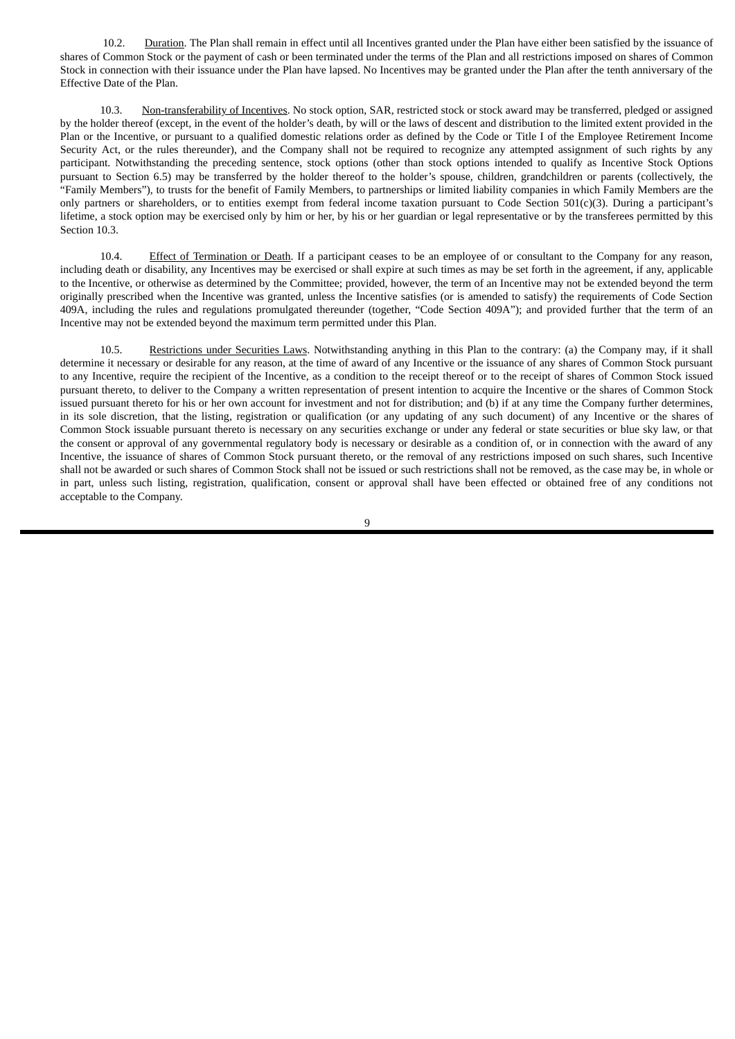10.2. Duration. The Plan shall remain in effect until all Incentives granted under the Plan have either been satisfied by the issuance of shares of Common Stock or the payment of cash or been terminated under the terms of the Plan and all restrictions imposed on shares of Common Stock in connection with their issuance under the Plan have lapsed. No Incentives may be granted under the Plan after the tenth anniversary of the Effective Date of the Plan.

10.3. Non-transferability of Incentives. No stock option, SAR, restricted stock or stock award may be transferred, pledged or assigned by the holder thereof (except, in the event of the holder's death, by will or the laws of descent and distribution to the limited extent provided in the Plan or the Incentive, or pursuant to a qualified domestic relations order as defined by the Code or Title I of the Employee Retirement Income Security Act, or the rules thereunder), and the Company shall not be required to recognize any attempted assignment of such rights by any participant. Notwithstanding the preceding sentence, stock options (other than stock options intended to qualify as Incentive Stock Options pursuant to Section 6.5) may be transferred by the holder thereof to the holder's spouse, children, grandchildren or parents (collectively, the "Family Members"), to trusts for the benefit of Family Members, to partnerships or limited liability companies in which Family Members are the only partners or shareholders, or to entities exempt from federal income taxation pursuant to Code Section 501(c)(3). During a participant's lifetime, a stock option may be exercised only by him or her, by his or her guardian or legal representative or by the transferees permitted by this Section 10.3.

10.4. Effect of Termination or Death. If a participant ceases to be an employee of or consultant to the Company for any reason, including death or disability, any Incentives may be exercised or shall expire at such times as may be set forth in the agreement, if any, applicable to the Incentive, or otherwise as determined by the Committee; provided, however, the term of an Incentive may not be extended beyond the term originally prescribed when the Incentive was granted, unless the Incentive satisfies (or is amended to satisfy) the requirements of Code Section 409A, including the rules and regulations promulgated thereunder (together, "Code Section 409A"); and provided further that the term of an Incentive may not be extended beyond the maximum term permitted under this Plan.

10.5. Restrictions under Securities Laws. Notwithstanding anything in this Plan to the contrary: (a) the Company may, if it shall determine it necessary or desirable for any reason, at the time of award of any Incentive or the issuance of any shares of Common Stock pursuant to any Incentive, require the recipient of the Incentive, as a condition to the receipt thereof or to the receipt of shares of Common Stock issued pursuant thereto, to deliver to the Company a written representation of present intention to acquire the Incentive or the shares of Common Stock issued pursuant thereto for his or her own account for investment and not for distribution; and (b) if at any time the Company further determines, in its sole discretion, that the listing, registration or qualification (or any updating of any such document) of any Incentive or the shares of Common Stock issuable pursuant thereto is necessary on any securities exchange or under any federal or state securities or blue sky law, or that the consent or approval of any governmental regulatory body is necessary or desirable as a condition of, or in connection with the award of any Incentive, the issuance of shares of Common Stock pursuant thereto, or the removal of any restrictions imposed on such shares, such Incentive shall not be awarded or such shares of Common Stock shall not be issued or such restrictions shall not be removed, as the case may be, in whole or in part, unless such listing, registration, qualification, consent or approval shall have been effected or obtained free of any conditions not acceptable to the Company.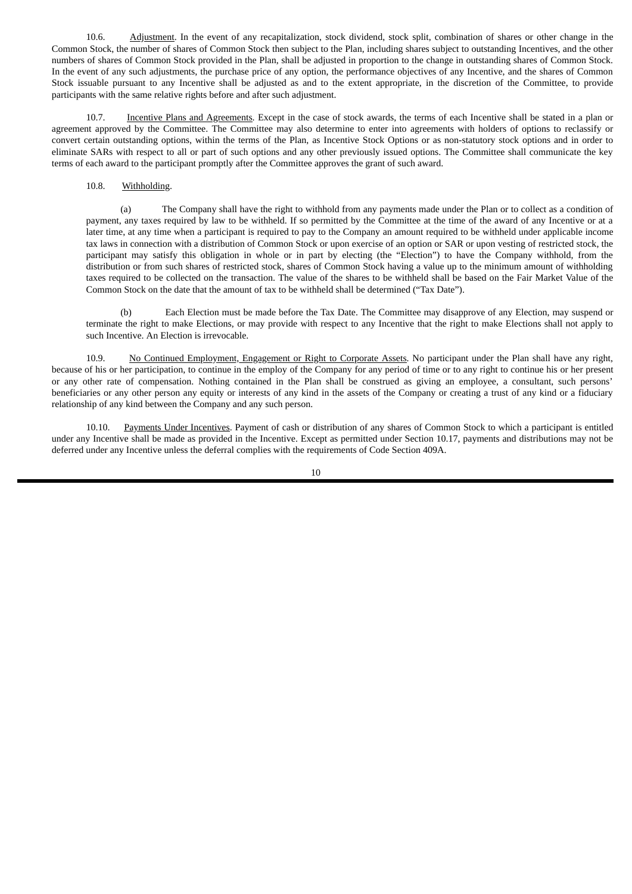10.6. Adjustment. In the event of any recapitalization, stock dividend, stock split, combination of shares or other change in the Common Stock, the number of shares of Common Stock then subject to the Plan, including shares subject to outstanding Incentives, and the other numbers of shares of Common Stock provided in the Plan, shall be adjusted in proportion to the change in outstanding shares of Common Stock. In the event of any such adjustments, the purchase price of any option, the performance objectives of any Incentive, and the shares of Common Stock issuable pursuant to any Incentive shall be adjusted as and to the extent appropriate, in the discretion of the Committee, to provide participants with the same relative rights before and after such adjustment.

10.7. Incentive Plans and Agreements. Except in the case of stock awards, the terms of each Incentive shall be stated in a plan or agreement approved by the Committee. The Committee may also determine to enter into agreements with holders of options to reclassify or convert certain outstanding options, within the terms of the Plan, as Incentive Stock Options or as non-statutory stock options and in order to eliminate SARs with respect to all or part of such options and any other previously issued options. The Committee shall communicate the key terms of each award to the participant promptly after the Committee approves the grant of such award.

10.8. Withholding.

(a) The Company shall have the right to withhold from any payments made under the Plan or to collect as a condition of payment, any taxes required by law to be withheld. If so permitted by the Committee at the time of the award of any Incentive or at a later time, at any time when a participant is required to pay to the Company an amount required to be withheld under applicable income tax laws in connection with a distribution of Common Stock or upon exercise of an option or SAR or upon vesting of restricted stock, the participant may satisfy this obligation in whole or in part by electing (the "Election") to have the Company withhold, from the distribution or from such shares of restricted stock, shares of Common Stock having a value up to the minimum amount of withholding taxes required to be collected on the transaction. The value of the shares to be withheld shall be based on the Fair Market Value of the Common Stock on the date that the amount of tax to be withheld shall be determined ("Tax Date").

(b) Each Election must be made before the Tax Date. The Committee may disapprove of any Election, may suspend or terminate the right to make Elections, or may provide with respect to any Incentive that the right to make Elections shall not apply to such Incentive. An Election is irrevocable.

10.9. No Continued Employment, Engagement or Right to Corporate Assets. No participant under the Plan shall have any right, because of his or her participation, to continue in the employ of the Company for any period of time or to any right to continue his or her present or any other rate of compensation. Nothing contained in the Plan shall be construed as giving an employee, a consultant, such persons' beneficiaries or any other person any equity or interests of any kind in the assets of the Company or creating a trust of any kind or a fiduciary relationship of any kind between the Company and any such person.

10.10. Payments Under Incentives. Payment of cash or distribution of any shares of Common Stock to which a participant is entitled under any Incentive shall be made as provided in the Incentive. Except as permitted under Section 10.17, payments and distributions may not be deferred under any Incentive unless the deferral complies with the requirements of Code Section 409A.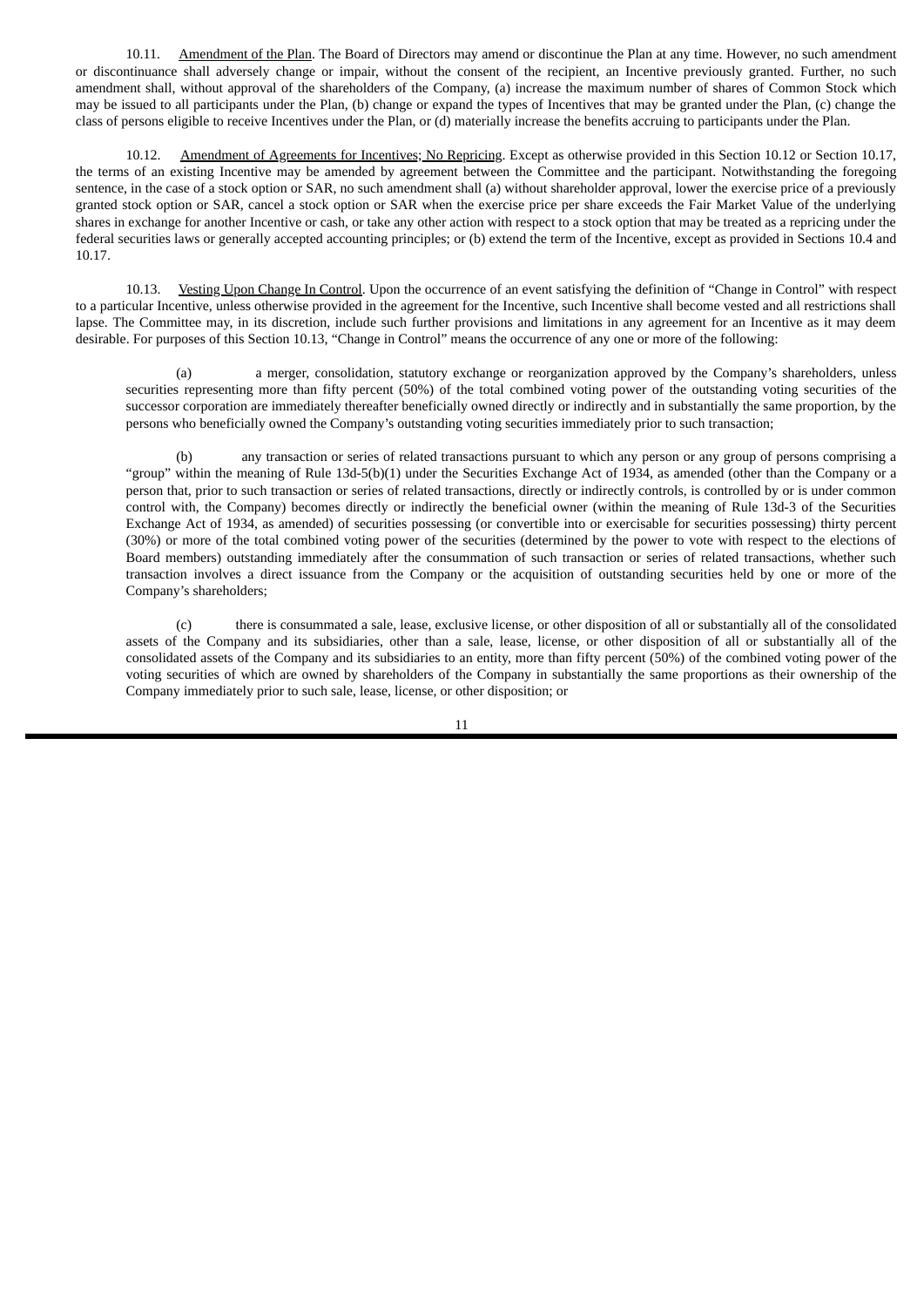10.11. Amendment of the Plan. The Board of Directors may amend or discontinue the Plan at any time. However, no such amendment or discontinuance shall adversely change or impair, without the consent of the recipient, an Incentive previously granted. Further, no such amendment shall, without approval of the shareholders of the Company, (a) increase the maximum number of shares of Common Stock which may be issued to all participants under the Plan, (b) change or expand the types of Incentives that may be granted under the Plan, (c) change the class of persons eligible to receive Incentives under the Plan, or (d) materially increase the benefits accruing to participants under the Plan.

10.12. Amendment of Agreements for Incentives; No Repricing. Except as otherwise provided in this Section 10.12 or Section 10.17, the terms of an existing Incentive may be amended by agreement between the Committee and the participant. Notwithstanding the foregoing sentence, in the case of a stock option or SAR, no such amendment shall (a) without shareholder approval, lower the exercise price of a previously granted stock option or SAR, cancel a stock option or SAR when the exercise price per share exceeds the Fair Market Value of the underlying shares in exchange for another Incentive or cash, or take any other action with respect to a stock option that may be treated as a repricing under the federal securities laws or generally accepted accounting principles; or (b) extend the term of the Incentive, except as provided in Sections 10.4 and 10.17.

10.13. Vesting Upon Change In Control. Upon the occurrence of an event satisfying the definition of "Change in Control" with respect to a particular Incentive, unless otherwise provided in the agreement for the Incentive, such Incentive shall become vested and all restrictions shall lapse. The Committee may, in its discretion, include such further provisions and limitations in any agreement for an Incentive as it may deem desirable. For purposes of this Section 10.13, "Change in Control" means the occurrence of any one or more of the following:

(a) a merger, consolidation, statutory exchange or reorganization approved by the Company's shareholders, unless securities representing more than fifty percent (50%) of the total combined voting power of the outstanding voting securities of the successor corporation are immediately thereafter beneficially owned directly or indirectly and in substantially the same proportion, by the persons who beneficially owned the Company's outstanding voting securities immediately prior to such transaction;

(b) any transaction or series of related transactions pursuant to which any person or any group of persons comprising a "group" within the meaning of Rule 13d-5(b)(1) under the Securities Exchange Act of 1934, as amended (other than the Company or a person that, prior to such transaction or series of related transactions, directly or indirectly controls, is controlled by or is under common control with, the Company) becomes directly or indirectly the beneficial owner (within the meaning of Rule 13d-3 of the Securities Exchange Act of 1934, as amended) of securities possessing (or convertible into or exercisable for securities possessing) thirty percent (30%) or more of the total combined voting power of the securities (determined by the power to vote with respect to the elections of Board members) outstanding immediately after the consummation of such transaction or series of related transactions, whether such transaction involves a direct issuance from the Company or the acquisition of outstanding securities held by one or more of the Company's shareholders;

(c) there is consummated a sale, lease, exclusive license, or other disposition of all or substantially all of the consolidated assets of the Company and its subsidiaries, other than a sale, lease, license, or other disposition of all or substantially all of the consolidated assets of the Company and its subsidiaries to an entity, more than fifty percent (50%) of the combined voting power of the voting securities of which are owned by shareholders of the Company in substantially the same proportions as their ownership of the Company immediately prior to such sale, lease, license, or other disposition; or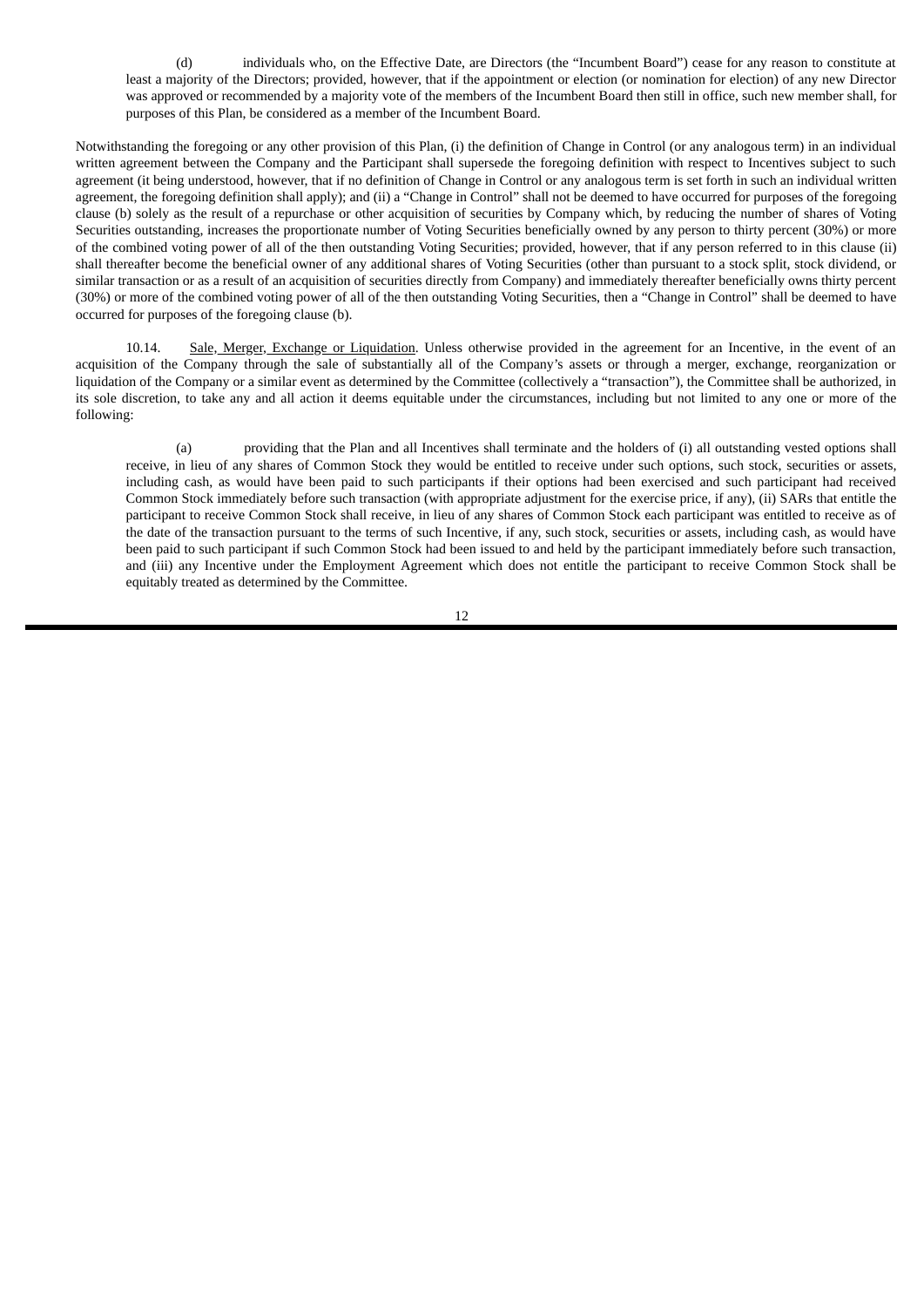(d) individuals who, on the Effective Date, are Directors (the "Incumbent Board") cease for any reason to constitute at least a majority of the Directors; provided, however, that if the appointment or election (or nomination for election) of any new Director was approved or recommended by a majority vote of the members of the Incumbent Board then still in office, such new member shall, for purposes of this Plan, be considered as a member of the Incumbent Board.

Notwithstanding the foregoing or any other provision of this Plan, (i) the definition of Change in Control (or any analogous term) in an individual written agreement between the Company and the Participant shall supersede the foregoing definition with respect to Incentives subject to such agreement (it being understood, however, that if no definition of Change in Control or any analogous term is set forth in such an individual written agreement, the foregoing definition shall apply); and (ii) a "Change in Control" shall not be deemed to have occurred for purposes of the foregoing clause (b) solely as the result of a repurchase or other acquisition of securities by Company which, by reducing the number of shares of Voting Securities outstanding, increases the proportionate number of Voting Securities beneficially owned by any person to thirty percent (30%) or more of the combined voting power of all of the then outstanding Voting Securities; provided, however, that if any person referred to in this clause (ii) shall thereafter become the beneficial owner of any additional shares of Voting Securities (other than pursuant to a stock split, stock dividend, or similar transaction or as a result of an acquisition of securities directly from Company) and immediately thereafter beneficially owns thirty percent (30%) or more of the combined voting power of all of the then outstanding Voting Securities, then a "Change in Control" shall be deemed to have occurred for purposes of the foregoing clause (b).

10.14. Sale, Merger, Exchange or Liquidation. Unless otherwise provided in the agreement for an Incentive, in the event of an acquisition of the Company through the sale of substantially all of the Company's assets or through a merger, exchange, reorganization or liquidation of the Company or a similar event as determined by the Committee (collectively a "transaction"), the Committee shall be authorized, in its sole discretion, to take any and all action it deems equitable under the circumstances, including but not limited to any one or more of the following:

(a) providing that the Plan and all Incentives shall terminate and the holders of (i) all outstanding vested options shall receive, in lieu of any shares of Common Stock they would be entitled to receive under such options, such stock, securities or assets, including cash, as would have been paid to such participants if their options had been exercised and such participant had received Common Stock immediately before such transaction (with appropriate adjustment for the exercise price, if any), (ii) SARs that entitle the participant to receive Common Stock shall receive, in lieu of any shares of Common Stock each participant was entitled to receive as of the date of the transaction pursuant to the terms of such Incentive, if any, such stock, securities or assets, including cash, as would have been paid to such participant if such Common Stock had been issued to and held by the participant immediately before such transaction, and (iii) any Incentive under the Employment Agreement which does not entitle the participant to receive Common Stock shall be equitably treated as determined by the Committee.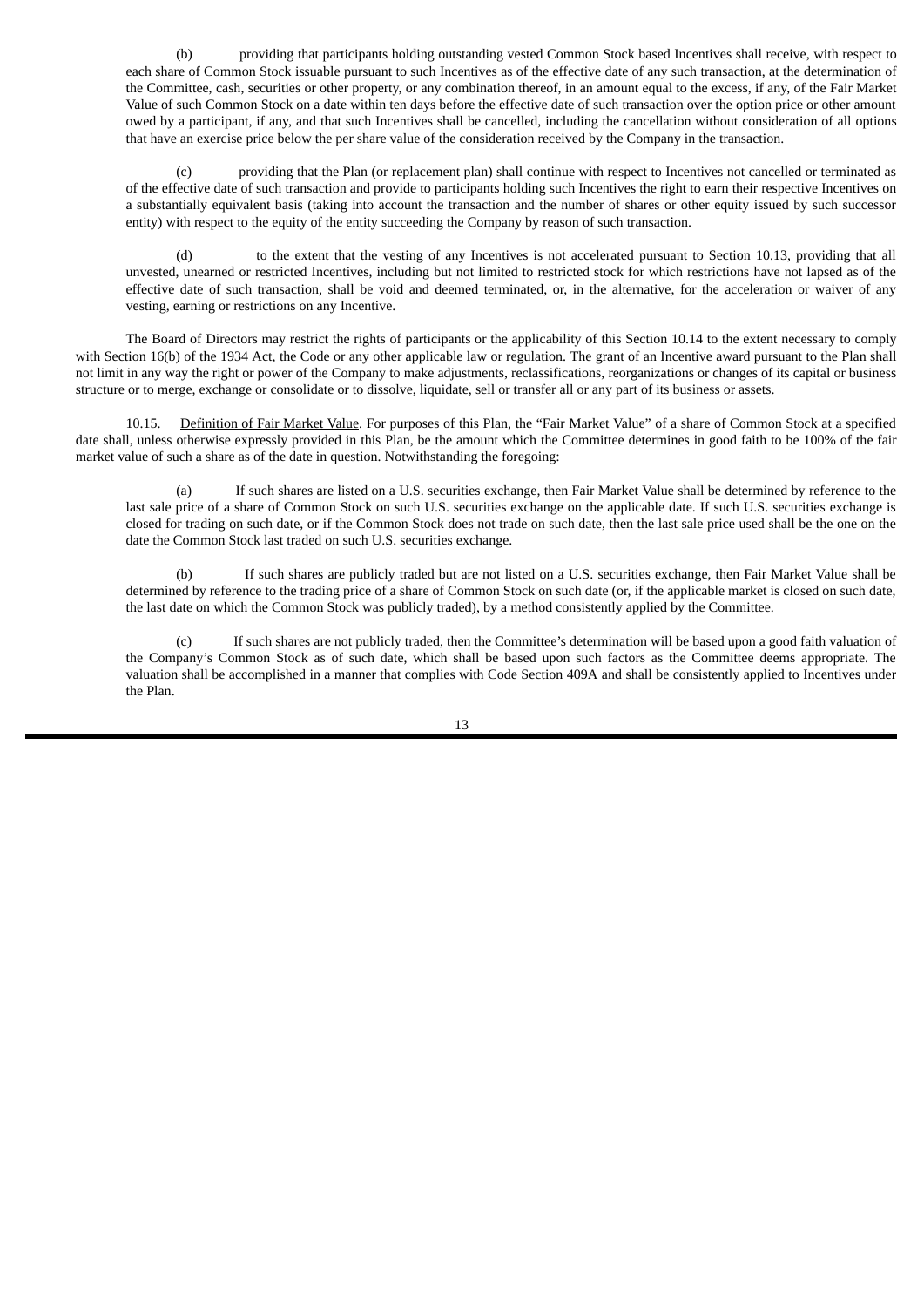(b) providing that participants holding outstanding vested Common Stock based Incentives shall receive, with respect to each share of Common Stock issuable pursuant to such Incentives as of the effective date of any such transaction, at the determination of the Committee, cash, securities or other property, or any combination thereof, in an amount equal to the excess, if any, of the Fair Market Value of such Common Stock on a date within ten days before the effective date of such transaction over the option price or other amount owed by a participant, if any, and that such Incentives shall be cancelled, including the cancellation without consideration of all options that have an exercise price below the per share value of the consideration received by the Company in the transaction.

(c) providing that the Plan (or replacement plan) shall continue with respect to Incentives not cancelled or terminated as of the effective date of such transaction and provide to participants holding such Incentives the right to earn their respective Incentives on a substantially equivalent basis (taking into account the transaction and the number of shares or other equity issued by such successor entity) with respect to the equity of the entity succeeding the Company by reason of such transaction.

(d) to the extent that the vesting of any Incentives is not accelerated pursuant to Section 10.13, providing that all unvested, unearned or restricted Incentives, including but not limited to restricted stock for which restrictions have not lapsed as of the effective date of such transaction, shall be void and deemed terminated, or, in the alternative, for the acceleration or waiver of any vesting, earning or restrictions on any Incentive.

The Board of Directors may restrict the rights of participants or the applicability of this Section 10.14 to the extent necessary to comply with Section 16(b) of the 1934 Act, the Code or any other applicable law or regulation. The grant of an Incentive award pursuant to the Plan shall not limit in any way the right or power of the Company to make adjustments, reclassifications, reorganizations or changes of its capital or business structure or to merge, exchange or consolidate or to dissolve, liquidate, sell or transfer all or any part of its business or assets.

10.15. Definition of Fair Market Value. For purposes of this Plan, the "Fair Market Value" of a share of Common Stock at a specified date shall, unless otherwise expressly provided in this Plan, be the amount which the Committee determines in good faith to be 100% of the fair market value of such a share as of the date in question. Notwithstanding the foregoing:

(a) If such shares are listed on a U.S. securities exchange, then Fair Market Value shall be determined by reference to the last sale price of a share of Common Stock on such U.S. securities exchange on the applicable date. If such U.S. securities exchange is closed for trading on such date, or if the Common Stock does not trade on such date, then the last sale price used shall be the one on the date the Common Stock last traded on such U.S. securities exchange.

(b) If such shares are publicly traded but are not listed on a U.S. securities exchange, then Fair Market Value shall be determined by reference to the trading price of a share of Common Stock on such date (or, if the applicable market is closed on such date, the last date on which the Common Stock was publicly traded), by a method consistently applied by the Committee.

(c) If such shares are not publicly traded, then the Committee's determination will be based upon a good faith valuation of the Company's Common Stock as of such date, which shall be based upon such factors as the Committee deems appropriate. The valuation shall be accomplished in a manner that complies with Code Section 409A and shall be consistently applied to Incentives under the Plan.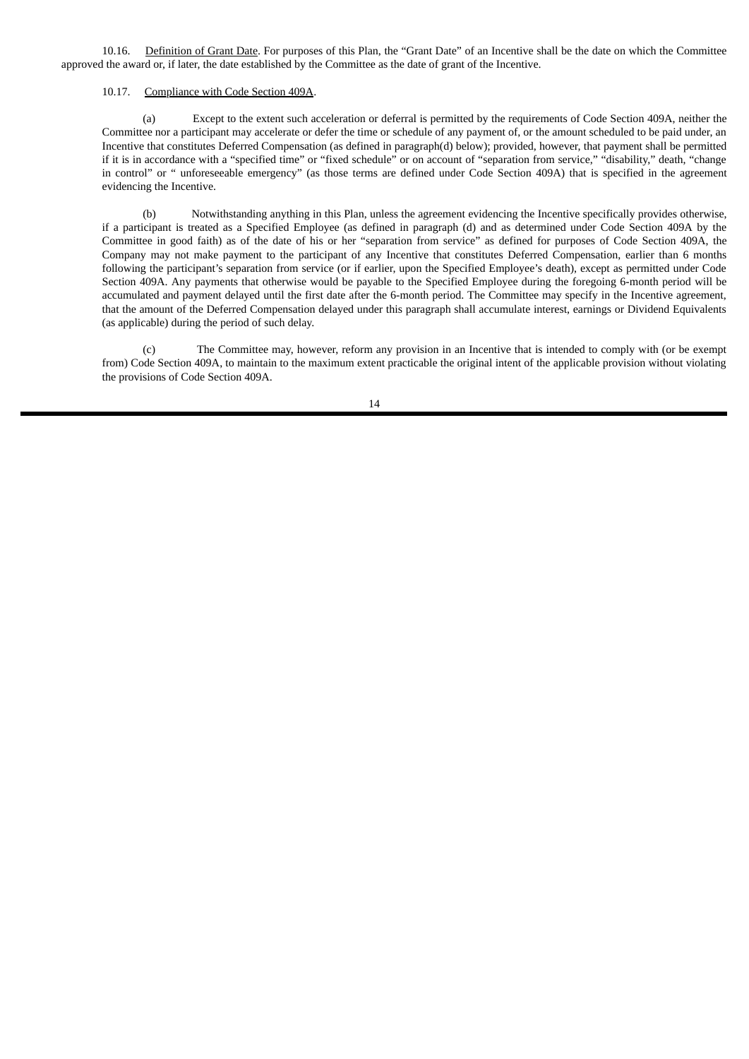10.16. Definition of Grant Date. For purposes of this Plan, the "Grant Date" of an Incentive shall be the date on which the Committee approved the award or, if later, the date established by the Committee as the date of grant of the Incentive.

10.17. Compliance with Code Section 409A.

(a) Except to the extent such acceleration or deferral is permitted by the requirements of Code Section 409A, neither the Committee nor a participant may accelerate or defer the time or schedule of any payment of, or the amount scheduled to be paid under, an Incentive that constitutes Deferred Compensation (as defined in paragraph(d) below); provided, however, that payment shall be permitted if it is in accordance with a "specified time" or "fixed schedule" or on account of "separation from service," "disability," death, "change in control" or " unforeseeable emergency" (as those terms are defined under Code Section 409A) that is specified in the agreement evidencing the Incentive.

(b) Notwithstanding anything in this Plan, unless the agreement evidencing the Incentive specifically provides otherwise, if a participant is treated as a Specified Employee (as defined in paragraph (d) and as determined under Code Section 409A by the Committee in good faith) as of the date of his or her "separation from service" as defined for purposes of Code Section 409A, the Company may not make payment to the participant of any Incentive that constitutes Deferred Compensation, earlier than 6 months following the participant's separation from service (or if earlier, upon the Specified Employee's death), except as permitted under Code Section 409A. Any payments that otherwise would be payable to the Specified Employee during the foregoing 6-month period will be accumulated and payment delayed until the first date after the 6-month period. The Committee may specify in the Incentive agreement, that the amount of the Deferred Compensation delayed under this paragraph shall accumulate interest, earnings or Dividend Equivalents (as applicable) during the period of such delay.

(c) The Committee may, however, reform any provision in an Incentive that is intended to comply with (or be exempt from) Code Section 409A, to maintain to the maximum extent practicable the original intent of the applicable provision without violating the provisions of Code Section 409A.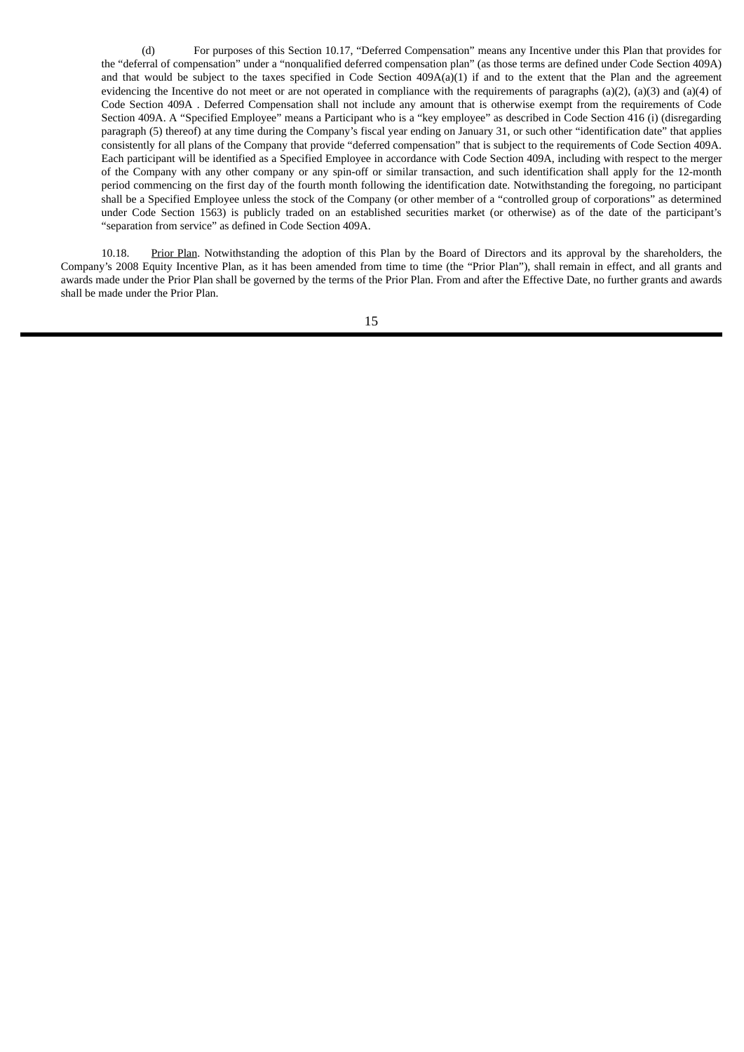(d) For purposes of this Section 10.17, "Deferred Compensation" means any Incentive under this Plan that provides for the "deferral of compensation" under a "nonqualified deferred compensation plan" (as those terms are defined under Code Section 409A) and that would be subject to the taxes specified in Code Section 409A(a)(1) if and to the extent that the Plan and the agreement evidencing the Incentive do not meet or are not operated in compliance with the requirements of paragraphs (a)(2), (a)(3) and (a)(4) of Code Section 409A . Deferred Compensation shall not include any amount that is otherwise exempt from the requirements of Code Section 409A. A "Specified Employee" means a Participant who is a "key employee" as described in Code Section 416 (i) (disregarding paragraph (5) thereof) at any time during the Company's fiscal year ending on January 31, or such other "identification date" that applies consistently for all plans of the Company that provide "deferred compensation" that is subject to the requirements of Code Section 409A. Each participant will be identified as a Specified Employee in accordance with Code Section 409A, including with respect to the merger of the Company with any other company or any spin-off or similar transaction, and such identification shall apply for the 12-month period commencing on the first day of the fourth month following the identification date. Notwithstanding the foregoing, no participant shall be a Specified Employee unless the stock of the Company (or other member of a "controlled group of corporations" as determined under Code Section 1563) is publicly traded on an established securities market (or otherwise) as of the date of the participant's "separation from service" as defined in Code Section 409A.

10.18. Prior Plan. Notwithstanding the adoption of this Plan by the Board of Directors and its approval by the shareholders, the Company's 2008 Equity Incentive Plan, as it has been amended from time to time (the "Prior Plan"), shall remain in effect, and all grants and awards made under the Prior Plan shall be governed by the terms of the Prior Plan. From and after the Effective Date, no further grants and awards shall be made under the Prior Plan.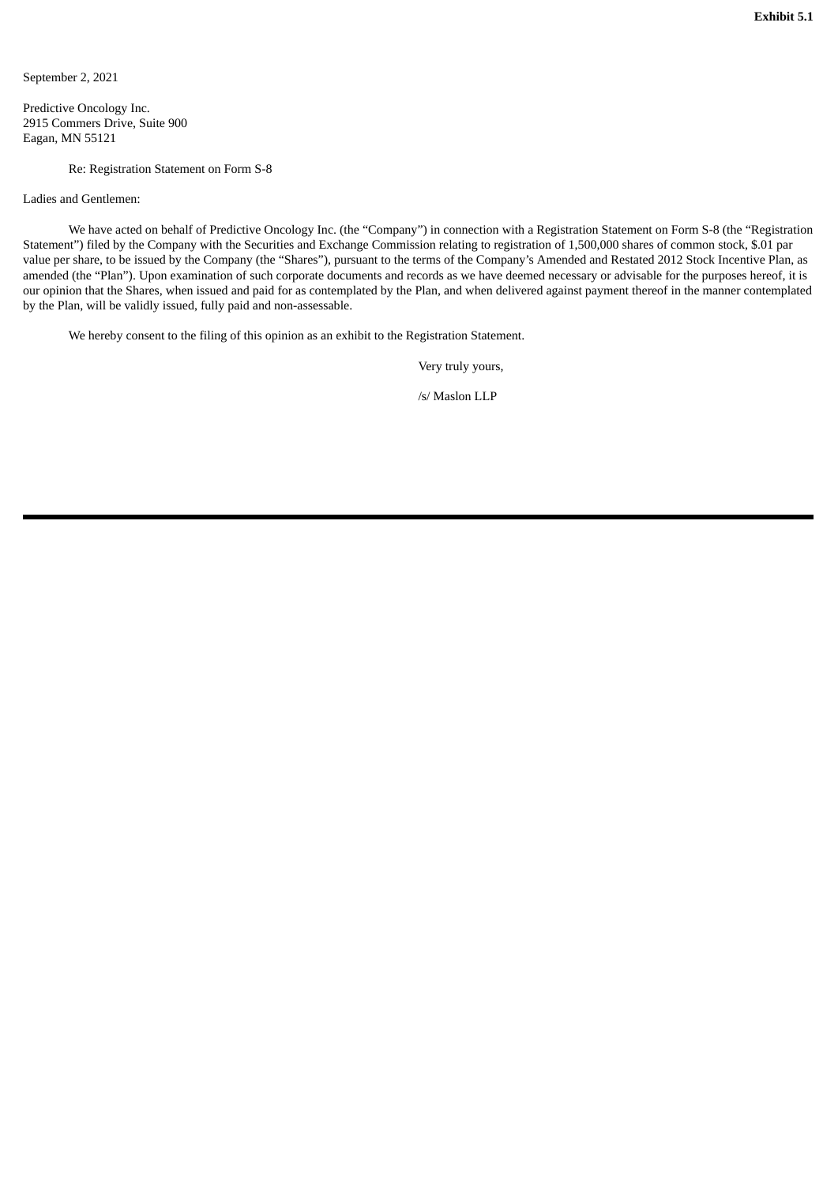**Exhibit 5.1**

September 2, 2021

Predictive Oncology Inc.
2915 Commers Drive, Suite 900
Eagan, MN 55121

Re: Registration Statement on Form S-8

Ladies and Gentlemen:

We have acted on behalf of Predictive Oncology Inc. (the "Company") in connection with a Registration Statement on Form S-8 (the "Registration Statement") filed by the Company with the Securities and Exchange Commission relating to registration of 1,500,000 shares of common stock, $.01 par value per share, to be issued by the Company (the "Shares"), pursuant to the terms of the Company's Amended and Restated 2012 Stock Incentive Plan, as amended (the "Plan"). Upon examination of such corporate documents and records as we have deemed necessary or advisable for the purposes hereof, it is our opinion that the Shares, when issued and paid for as contemplated by the Plan, and when delivered against payment thereof in the manner contemplated by the Plan, will be validly issued, fully paid and non-assessable.

We hereby consent to the filing of this opinion as an exhibit to the Registration Statement.

Very truly yours,

/s/ Maslon LLP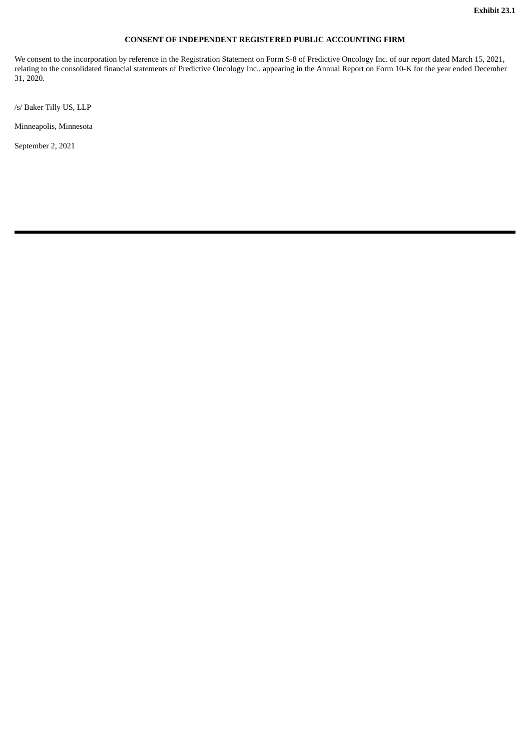**Exhibit 23.1**

**CONSENT OF INDEPENDENT REGISTERED PUBLIC ACCOUNTING FIRM**

We consent to the incorporation by reference in the Registration Statement on Form S-8 of Predictive Oncology Inc. of our report dated March 15, 2021, relating to the consolidated financial statements of Predictive Oncology Inc., appearing in the Annual Report on Form 10-K for the year ended December 31, 2020.

/s/ Baker Tilly US, LLP

Minneapolis, Minnesota

September 2, 2021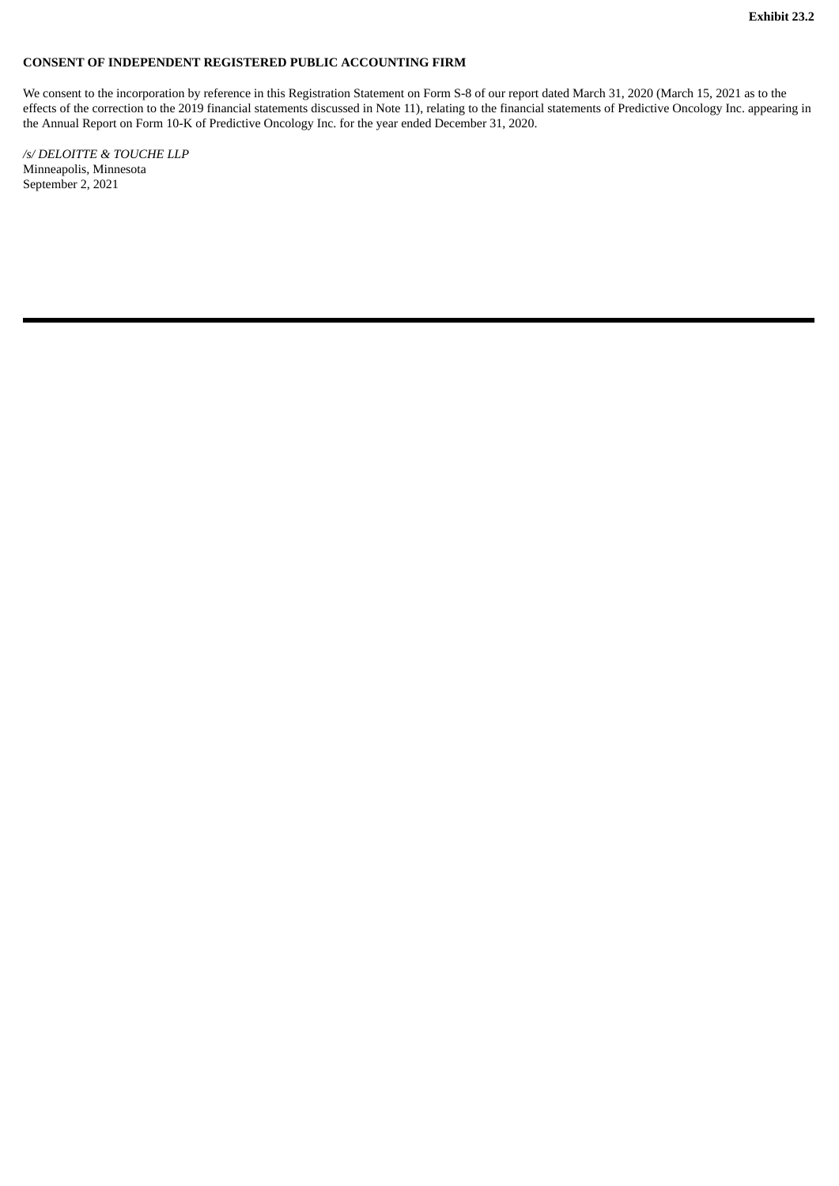**Exhibit 23.2**

**CONSENT OF INDEPENDENT REGISTERED PUBLIC ACCOUNTING FIRM**

We consent to the incorporation by reference in this Registration Statement on Form S-8 of our report dated March 31, 2020 (March 15, 2021 as to the effects of the correction to the 2019 financial statements discussed in Note 11), relating to the financial statements of Predictive Oncology Inc. appearing in the Annual Report on Form 10-K of Predictive Oncology Inc. for the year ended December 31, 2020.

*/s/ DELOITTE & TOUCHE LLP*
Minneapolis, Minnesota
September 2, 2021